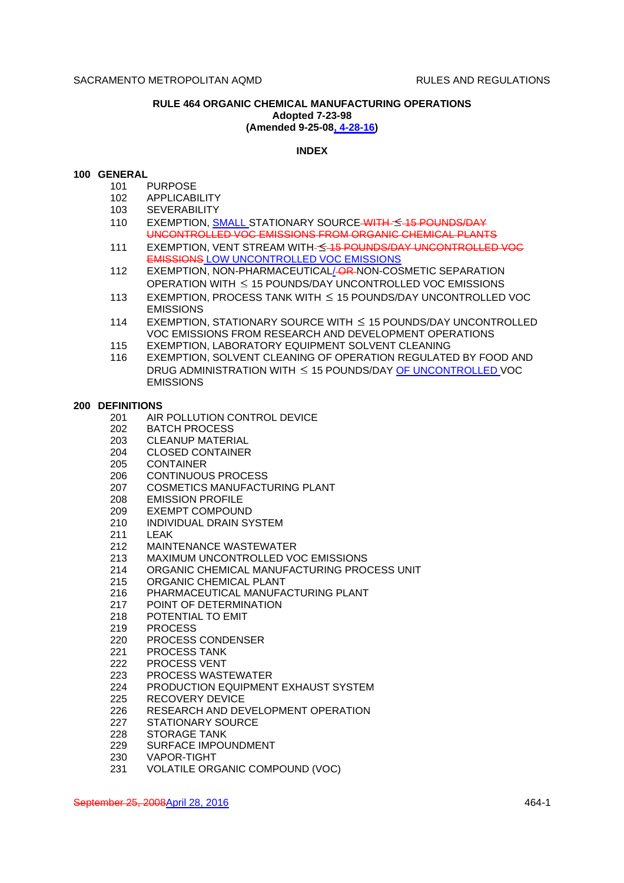# RULE 464 ORGANIC CHEMICAL MANUFACTURING OPERATIONS

**Adopted 7-23-98**

**(Amended 9-25-08, 4-28-16)**

## INDEX

### 100 GENERAL

| | |
|---|---|
| 101 | PURPOSE |
| 102 | APPLICABILITY |
| 103 | SEVERABILITY |
| 110 | EXEMPTION, SMALL STATIONARY SOURCE ~~WITH ≤ 15 POUNDS/DAY UNCONTROLLED VOC EMISSIONS FROM ORGANIC CHEMICAL PLANTS~~ |
| 111 | EXEMPTION, VENT STREAM WITH ~~≤ 15 POUNDS/DAY UNCONTROLLED VOC EMISSIONS~~ LOW UNCONTROLLED VOC EMISSIONS |
| 112 | EXEMPTION, NON-PHARMACEUTICAL/ ~~OR~~ NON-COSMETIC SEPARATION OPERATION WITH ≤ 15 POUNDS/DAY UNCONTROLLED VOC EMISSIONS |
| 113 | EXEMPTION, PROCESS TANK WITH ≤ 15 POUNDS/DAY UNCONTROLLED VOC EMISSIONS |
| 114 | EXEMPTION, STATIONARY SOURCE WITH ≤ 15 POUNDS/DAY UNCONTROLLED VOC EMISSIONS FROM RESEARCH AND DEVELOPMENT OPERATIONS |
| 115 | EXEMPTION, LABORATORY EQUIPMENT SOLVENT CLEANING |
| 116 | EXEMPTION, SOLVENT CLEANING OF OPERATION REGULATED BY FOOD AND DRUG ADMINISTRATION WITH ≤ 15 POUNDS/DAY OF UNCONTROLLED VOC EMISSIONS |

### 200 DEFINITIONS

| | |
|---|---|
| 201 | AIR POLLUTION CONTROL DEVICE |
| 202 | BATCH PROCESS |
| 203 | CLEANUP MATERIAL |
| 204 | CLOSED CONTAINER |
| 205 | CONTAINER |
| 206 | CONTINUOUS PROCESS |
| 207 | COSMETICS MANUFACTURING PLANT |
| 208 | EMISSION PROFILE |
| 209 | EXEMPT COMPOUND |
| 210 | INDIVIDUAL DRAIN SYSTEM |
| 211 | LEAK |
| 212 | MAINTENANCE WASTEWATER |
| 213 | MAXIMUM UNCONTROLLED VOC EMISSIONS |
| 214 | ORGANIC CHEMICAL MANUFACTURING PROCESS UNIT |
| 215 | ORGANIC CHEMICAL PLANT |
| 216 | PHARMACEUTICAL MANUFACTURING PLANT |
| 217 | POINT OF DETERMINATION |
| 218 | POTENTIAL TO EMIT |
| 219 | PROCESS |
| 220 | PROCESS CONDENSER |
| 221 | PROCESS TANK |
| 222 | PROCESS VENT |
| 223 | PROCESS WASTEWATER |
| 224 | PRODUCTION EQUIPMENT EXHAUST SYSTEM |
| 225 | RECOVERY DEVICE |
| 226 | RESEARCH AND DEVELOPMENT OPERATION |
| 227 | STATIONARY SOURCE |
| 228 | STORAGE TANK |
| 229 | SURFACE IMPOUNDMENT |
| 230 | VAPOR-TIGHT |
| 231 | VOLATILE ORGANIC COMPOUND (VOC) |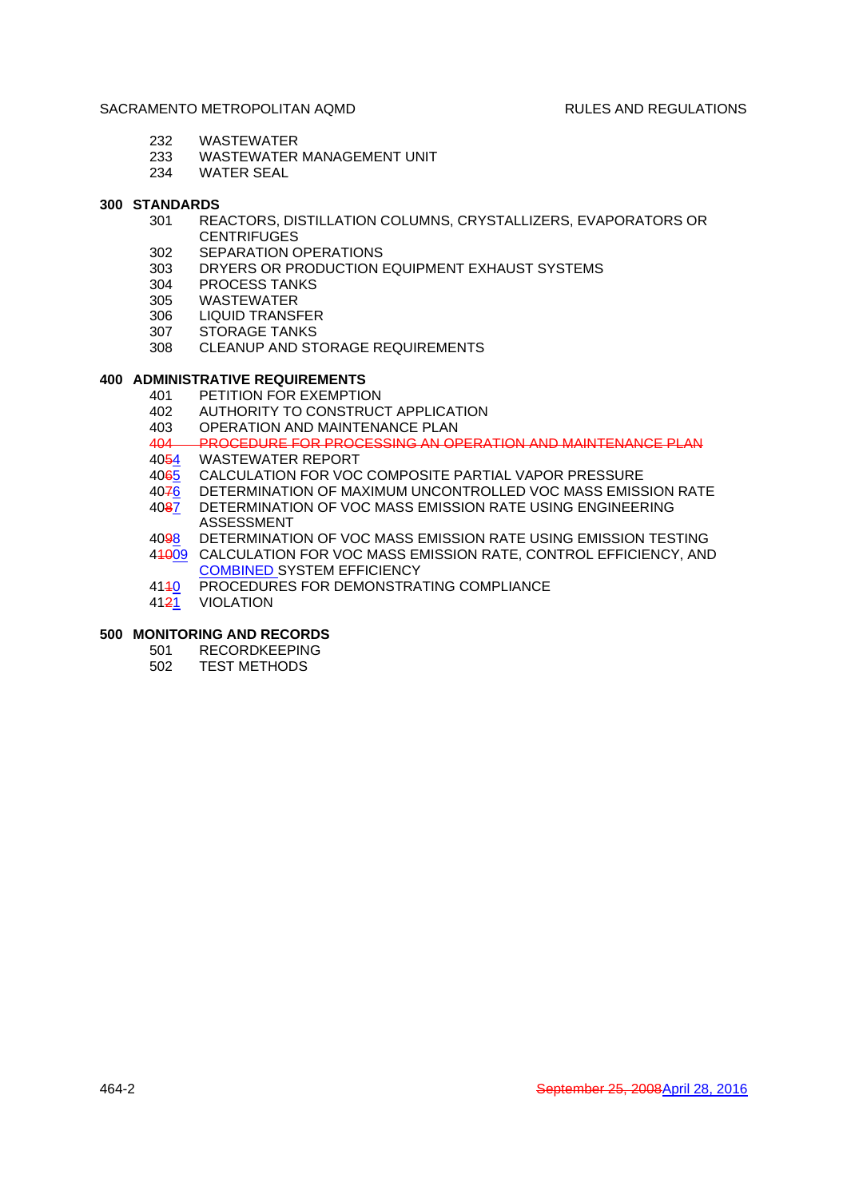232 WASTEWATER
233 WASTEWATER MANAGEMENT UNIT
234 WATER SEAL

**300 STANDARDS**

301 REACTORS, DISTILLATION COLUMNS, CRYSTALLIZERS, EVAPORATORS OR CENTRIFUGES
302 SEPARATION OPERATIONS
303 DRYERS OR PRODUCTION EQUIPMENT EXHAUST SYSTEMS
304 PROCESS TANKS
305 WASTEWATER
306 LIQUID TRANSFER
307 STORAGE TANKS
308 CLEANUP AND STORAGE REQUIREMENTS

**400 ADMINISTRATIVE REQUIREMENTS**

401 PETITION FOR EXEMPTION
402 AUTHORITY TO CONSTRUCT APPLICATION
403 OPERATION AND MAINTENANCE PLAN
~~404 PROCEDURE FOR PROCESSING AN OPERATION AND MAINTENANCE PLAN~~
40~~5~~4 WASTEWATER REPORT
40~~6~~5 CALCULATION FOR VOC COMPOSITE PARTIAL VAPOR PRESSURE
40~~7~~6 DETERMINATION OF MAXIMUM UNCONTROLLED VOC MASS EMISSION RATE
40~~8~~7 DETERMINATION OF VOC MASS EMISSION RATE USING ENGINEERING ASSESSMENT
40~~9~~8 DETERMINATION OF VOC MASS EMISSION RATE USING EMISSION TESTING
4~~10~~09 CALCULATION FOR VOC MASS EMISSION RATE, CONTROL EFFICIENCY, AND COMBINED SYSTEM EFFICIENCY
41~~1~~0 PROCEDURES FOR DEMONSTRATING COMPLIANCE
41~~2~~1 VIOLATION

**500 MONITORING AND RECORDS**

501 RECORDKEEPING
502 TEST METHODS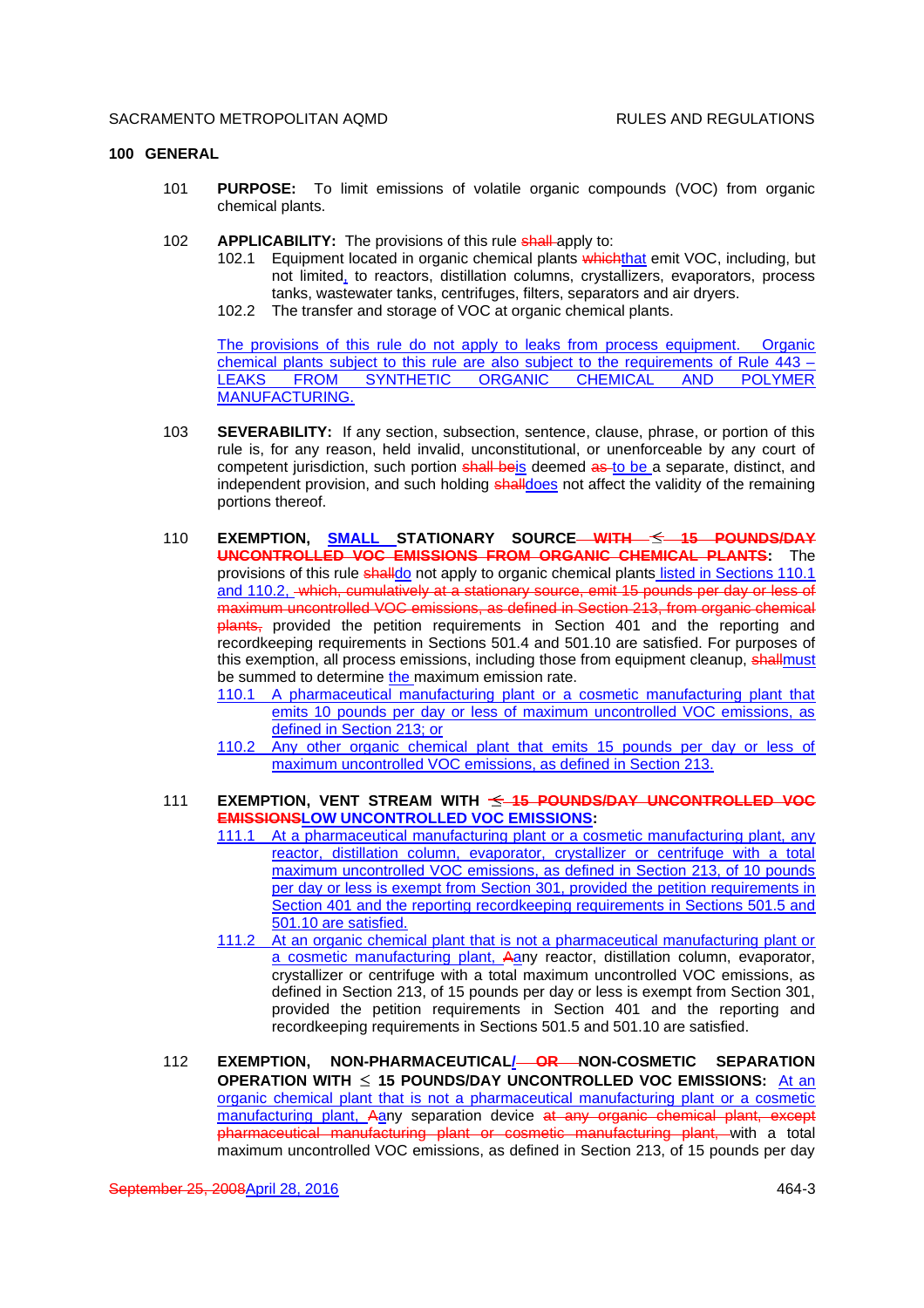## 100 GENERAL

101 **PURPOSE:** To limit emissions of volatile organic compounds (VOC) from organic chemical plants.

102 **APPLICABILITY:** The provisions of this rule ~~shall~~ apply to:

- 102.1 Equipment located in organic chemical plants ~~which~~that emit VOC, including, but not limited, to reactors, distillation columns, crystallizers, evaporators, process tanks, wastewater tanks, centrifuges, filters, separators and air dryers.
- 102.2 The transfer and storage of VOC at organic chemical plants.

The provisions of this rule do not apply to leaks from process equipment. Organic chemical plants subject to this rule are also subject to the requirements of Rule 443 – LEAKS FROM SYNTHETIC ORGANIC CHEMICAL AND POLYMER MANUFACTURING.

103 **SEVERABILITY:** If any section, subsection, sentence, clause, phrase, or portion of this rule is, for any reason, held invalid, unconstitutional, or unenforceable by any court of competent jurisdiction, such portion ~~shall be~~is deemed ~~as~~ to be a separate, distinct, and independent provision, and such holding ~~shall~~does not affect the validity of the remaining portions thereof.

110 **EXEMPTION, SMALL STATIONARY SOURCE ~~WITH ≤ 15 POUNDS/DAY UNCONTROLLED VOC EMISSIONS FROM ORGANIC CHEMICAL PLANTS~~:** The provisions of this rule ~~shall~~do not apply to organic chemical plants listed in Sections 110.1 and 110.2, ~~which, cumulatively at a stationary source, emit 15 pounds per day or less of maximum uncontrolled VOC emissions, as defined in Section 213, from organic chemical plants,~~ provided the petition requirements in Section 401 and the reporting and recordkeeping requirements in Sections 501.4 and 501.10 are satisfied. For purposes of this exemption, all process emissions, including those from equipment cleanup, ~~shall~~must be summed to determine the maximum emission rate.

- 110.1 A pharmaceutical manufacturing plant or a cosmetic manufacturing plant that emits 10 pounds per day or less of maximum uncontrolled VOC emissions, as defined in Section 213; or
- 110.2 Any other organic chemical plant that emits 15 pounds per day or less of maximum uncontrolled VOC emissions, as defined in Section 213.

111 **EXEMPTION, VENT STREAM WITH ~~≤ 15 POUNDS/DAY UNCONTROLLED VOC EMISSIONS~~LOW UNCONTROLLED VOC EMISSIONS:**

- 111.1 At a pharmaceutical manufacturing plant or a cosmetic manufacturing plant, any reactor, distillation column, evaporator, crystallizer or centrifuge with a total maximum uncontrolled VOC emissions, as defined in Section 213, of 10 pounds per day or less is exempt from Section 301, provided the petition requirements in Section 401 and the reporting recordkeeping requirements in Sections 501.5 and 501.10 are satisfied.
- 111.2 At an organic chemical plant that is not a pharmaceutical manufacturing plant or a cosmetic manufacturing plant, ~~A~~any reactor, distillation column, evaporator, crystallizer or centrifuge with a total maximum uncontrolled VOC emissions, as defined in Section 213, of 15 pounds per day or less is exempt from Section 301, provided the petition requirements in Section 401 and the reporting and recordkeeping requirements in Sections 501.5 and 501.10 are satisfied.

112 **EXEMPTION, NON-PHARMACEUTICAL/~~OR~~ NON-COSMETIC SEPARATION OPERATION WITH ≤ 15 POUNDS/DAY UNCONTROLLED VOC EMISSIONS:** At an organic chemical plant that is not a pharmaceutical manufacturing plant or a cosmetic manufacturing plant, ~~A~~any separation device ~~at any organic chemical plant, except pharmaceutical manufacturing plant or cosmetic manufacturing plant,~~ with a total maximum uncontrolled VOC emissions, as defined in Section 213, of 15 pounds per day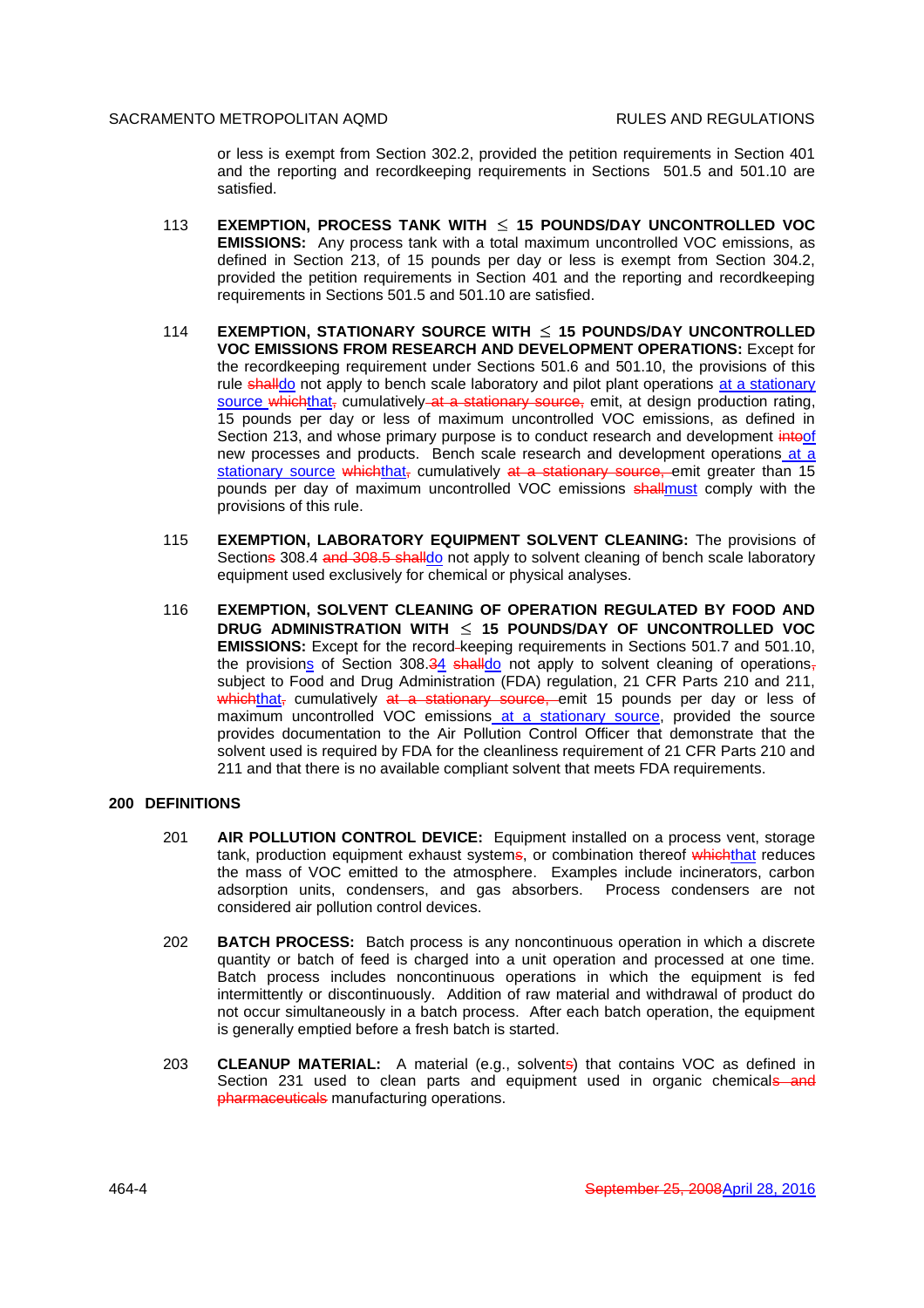or less is exempt from Section 302.2, provided the petition requirements in Section 401 and the reporting and recordkeeping requirements in Sections 501.5 and 501.10 are satisfied.

113 **EXEMPTION, PROCESS TANK WITH ≤ 15 POUNDS/DAY UNCONTROLLED VOC EMISSIONS:** Any process tank with a total maximum uncontrolled VOC emissions, as defined in Section 213, of 15 pounds per day or less is exempt from Section 304.2, provided the petition requirements in Section 401 and the reporting and recordkeeping requirements in Sections 501.5 and 501.10 are satisfied.

114 **EXEMPTION, STATIONARY SOURCE WITH ≤ 15 POUNDS/DAY UNCONTROLLED VOC EMISSIONS FROM RESEARCH AND DEVELOPMENT OPERATIONS:** Except for the recordkeeping requirement under Sections 501.6 and 501.10, the provisions of this rule ~~shall~~do not apply to bench scale laboratory and pilot plant operations at a stationary source ~~which~~that~~,~~ cumulatively ~~at a stationary source,~~ emit, at design production rating, 15 pounds per day or less of maximum uncontrolled VOC emissions, as defined in Section 213, and whose primary purpose is to conduct research and development ~~into~~of new processes and products. Bench scale research and development operations at a stationary source ~~which~~that~~,~~ cumulatively ~~at a stationary source,~~ emit greater than 15 pounds per day of maximum uncontrolled VOC emissions ~~shall~~must comply with the provisions of this rule.

115 **EXEMPTION, LABORATORY EQUIPMENT SOLVENT CLEANING:** The provisions of Section~~s~~ 308.4 ~~and 308.5 shall~~do not apply to solvent cleaning of bench scale laboratory equipment used exclusively for chemical or physical analyses.

116 **EXEMPTION, SOLVENT CLEANING OF OPERATION REGULATED BY FOOD AND DRUG ADMINISTRATION WITH ≤ 15 POUNDS/DAY OF UNCONTROLLED VOC EMISSIONS:** Except for the record~~-~~keeping requirements in Sections 501.7 and 501.10, the provisions of Section 308.~~3~~4 ~~shall~~do not apply to solvent cleaning of operations~~,~~ subject to Food and Drug Administration (FDA) regulation, 21 CFR Parts 210 and 211, ~~which~~that~~,~~ cumulatively ~~at a stationary source,~~ emit 15 pounds per day or less of maximum uncontrolled VOC emissions at a stationary source, provided the source provides documentation to the Air Pollution Control Officer that demonstrate that the solvent used is required by FDA for the cleanliness requirement of 21 CFR Parts 210 and 211 and that there is no available compliant solvent that meets FDA requirements.

## 200 DEFINITIONS

201 **AIR POLLUTION CONTROL DEVICE:** Equipment installed on a process vent, storage tank, production equipment exhaust system~~s~~, or combination thereof ~~which~~that reduces the mass of VOC emitted to the atmosphere. Examples include incinerators, carbon adsorption units, condensers, and gas absorbers. Process condensers are not considered air pollution control devices.

202 **BATCH PROCESS:** Batch process is any noncontinuous operation in which a discrete quantity or batch of feed is charged into a unit operation and processed at one time. Batch process includes noncontinuous operations in which the equipment is fed intermittently or discontinuously. Addition of raw material and withdrawal of product do not occur simultaneously in a batch process. After each batch operation, the equipment is generally emptied before a fresh batch is started.

203 **CLEANUP MATERIAL:** A material (e.g., solvent~~s~~) that contains VOC as defined in Section 231 used to clean parts and equipment used in organic chemical~~s and pharmaceuticals~~ manufacturing operations.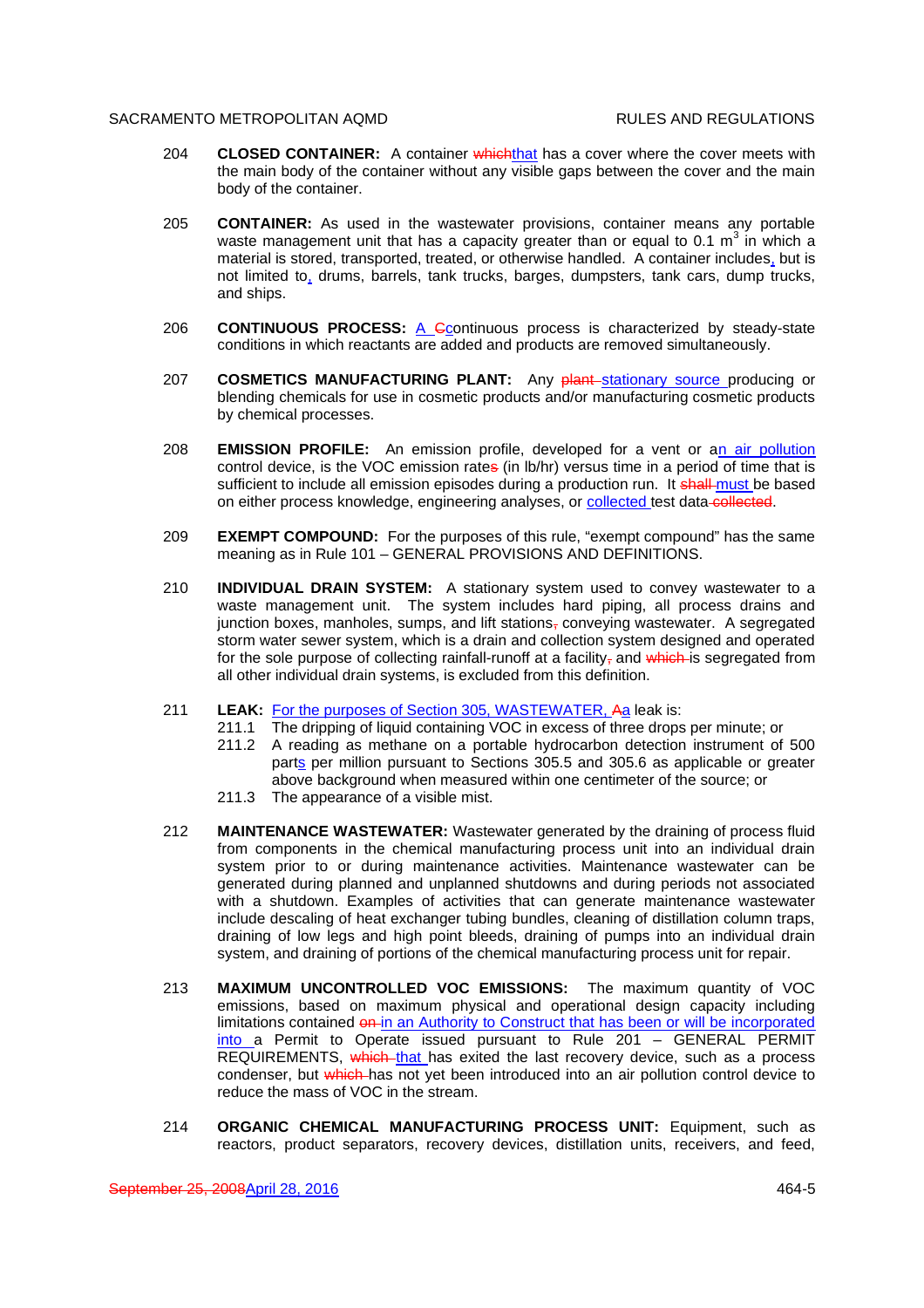204 **CLOSED CONTAINER:** A container whichthat has a cover where the cover meets with the main body of the container without any visible gaps between the cover and the main body of the container.

205 **CONTAINER:** As used in the wastewater provisions, container means any portable waste management unit that has a capacity greater than or equal to 0.1 $m^3$ in which a material is stored, transported, treated, or otherwise handled. A container includes, but is not limited to, drums, barrels, tank trucks, barges, dumpsters, tank cars, dump trucks, and ships.

206 **CONTINUOUS PROCESS:** A Ccontinuous process is characterized by steady-state conditions in which reactants are added and products are removed simultaneously.

207 **COSMETICS MANUFACTURING PLANT:** Any plant stationary source producing or blending chemicals for use in cosmetic products and/or manufacturing cosmetic products by chemical processes.

208 **EMISSION PROFILE:** An emission profile, developed for a vent or an air pollution control device, is the VOC emission rates (in lb/hr) versus time in a period of time that is sufficient to include all emission episodes during a production run. It shall must be based on either process knowledge, engineering analyses, or collected test data collected.

209 **EXEMPT COMPOUND:** For the purposes of this rule, "exempt compound" has the same meaning as in Rule 101 – GENERAL PROVISIONS AND DEFINITIONS.

210 **INDIVIDUAL DRAIN SYSTEM:** A stationary system used to convey wastewater to a waste management unit. The system includes hard piping, all process drains and junction boxes, manholes, sumps, and lift stations, conveying wastewater. A segregated storm water sewer system, which is a drain and collection system designed and operated for the sole purpose of collecting rainfall-runoff at a facility, and which is segregated from all other individual drain systems, is excluded from this definition.

211 **LEAK:** For the purposes of Section 305, WASTEWATER, Aa leak is:

211.1 The dripping of liquid containing VOC in excess of three drops per minute; or

211.2 A reading as methane on a portable hydrocarbon detection instrument of 500 parts per million pursuant to Sections 305.5 and 305.6 as applicable or greater above background when measured within one centimeter of the source; or

211.3 The appearance of a visible mist.

212 **MAINTENANCE WASTEWATER:** Wastewater generated by the draining of process fluid from components in the chemical manufacturing process unit into an individual drain system prior to or during maintenance activities. Maintenance wastewater can be generated during planned and unplanned shutdowns and during periods not associated with a shutdown. Examples of activities that can generate maintenance wastewater include descaling of heat exchanger tubing bundles, cleaning of distillation column traps, draining of low legs and high point bleeds, draining of pumps into an individual drain system, and draining of portions of the chemical manufacturing process unit for repair.

213 **MAXIMUM UNCONTROLLED VOC EMISSIONS:** The maximum quantity of VOC emissions, based on maximum physical and operational design capacity including limitations contained on in an Authority to Construct that has been or will be incorporated into a Permit to Operate issued pursuant to Rule 201 – GENERAL PERMIT REQUIREMENTS, which that has exited the last recovery device, such as a process condenser, but which has not yet been introduced into an air pollution control device to reduce the mass of VOC in the stream.

214 **ORGANIC CHEMICAL MANUFACTURING PROCESS UNIT:** Equipment, such as reactors, product separators, recovery devices, distillation units, receivers, and feed,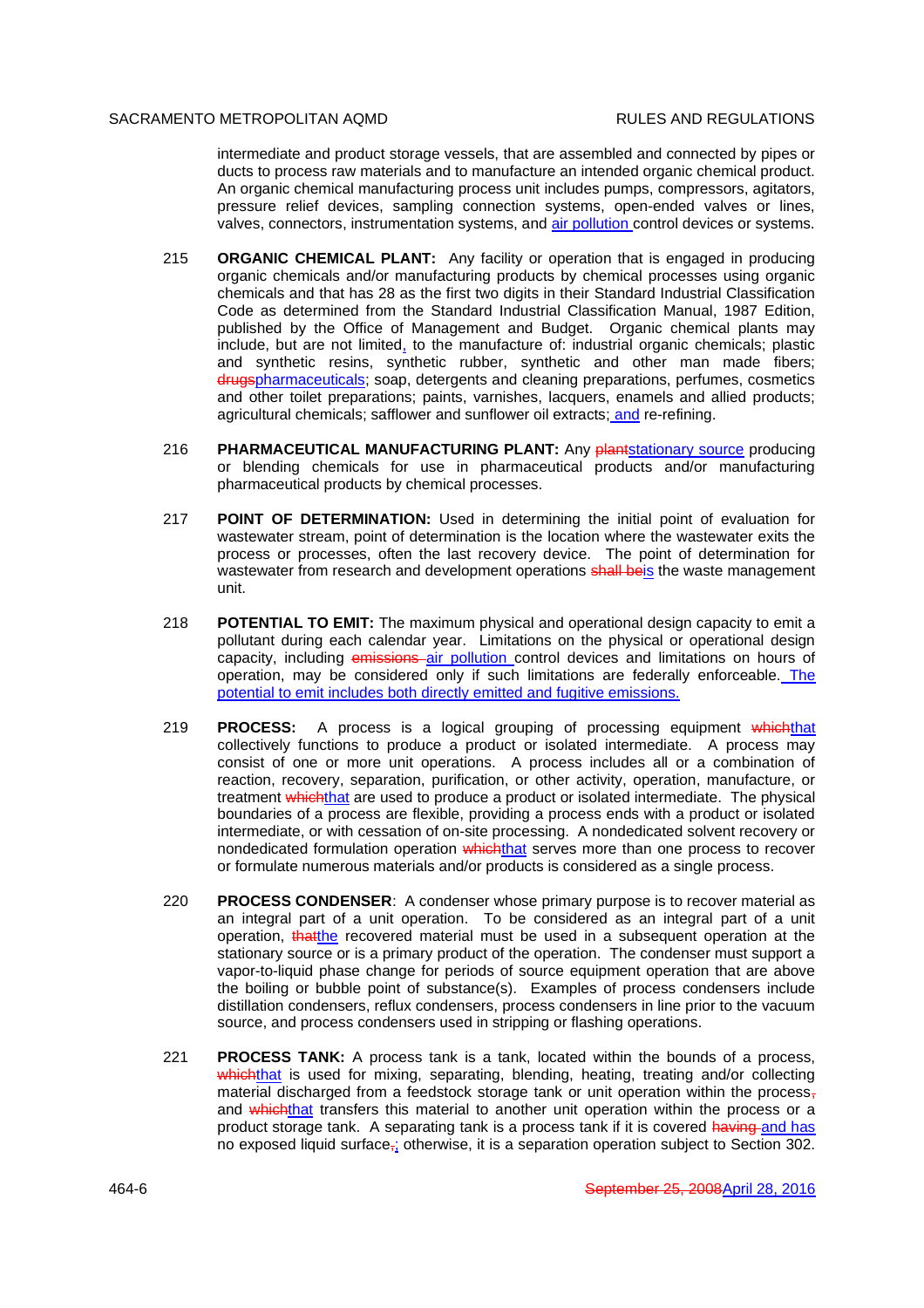intermediate and product storage vessels, that are assembled and connected by pipes or ducts to process raw materials and to manufacture an intended organic chemical product. An organic chemical manufacturing process unit includes pumps, compressors, agitators, pressure relief devices, sampling connection systems, open-ended valves or lines, valves, connectors, instrumentation systems, and air pollution control devices or systems.

215 **ORGANIC CHEMICAL PLANT:** Any facility or operation that is engaged in producing organic chemicals and/or manufacturing products by chemical processes using organic chemicals and that has 28 as the first two digits in their Standard Industrial Classification Code as determined from the Standard Industrial Classification Manual, 1987 Edition, published by the Office of Management and Budget. Organic chemical plants may include, but are not limited, to the manufacture of: industrial organic chemicals; plastic and synthetic resins, synthetic rubber, synthetic and other man made fibers; ~~drugs~~pharmaceuticals; soap, detergents and cleaning preparations, perfumes, cosmetics and other toilet preparations; paints, varnishes, lacquers, enamels and allied products; agricultural chemicals; safflower and sunflower oil extracts; and re-refining.

216 **PHARMACEUTICAL MANUFACTURING PLANT:** Any ~~plant~~stationary source producing or blending chemicals for use in pharmaceutical products and/or manufacturing pharmaceutical products by chemical processes.

217 **POINT OF DETERMINATION:** Used in determining the initial point of evaluation for wastewater stream, point of determination is the location where the wastewater exits the process or processes, often the last recovery device. The point of determination for wastewater from research and development operations ~~shall be~~is the waste management unit.

218 **POTENTIAL TO EMIT:** The maximum physical and operational design capacity to emit a pollutant during each calendar year. Limitations on the physical or operational design capacity, including ~~emissions~~ air pollution control devices and limitations on hours of operation, may be considered only if such limitations are federally enforceable. The potential to emit includes both directly emitted and fugitive emissions.

219 **PROCESS:** A process is a logical grouping of processing equipment ~~which~~that collectively functions to produce a product or isolated intermediate. A process may consist of one or more unit operations. A process includes all or a combination of reaction, recovery, separation, purification, or other activity, operation, manufacture, or treatment ~~which~~that are used to produce a product or isolated intermediate. The physical boundaries of a process are flexible, providing a process ends with a product or isolated intermediate, or with cessation of on-site processing. A nondedicated solvent recovery or nondedicated formulation operation ~~which~~that serves more than one process to recover or formulate numerous materials and/or products is considered as a single process.

220 **PROCESS CONDENSER**: A condenser whose primary purpose is to recover material as an integral part of a unit operation. To be considered as an integral part of a unit operation, ~~that~~the recovered material must be used in a subsequent operation at the stationary source or is a primary product of the operation. The condenser must support a vapor-to-liquid phase change for periods of source equipment operation that are above the boiling or bubble point of substance(s). Examples of process condensers include distillation condensers, reflux condensers, process condensers in line prior to the vacuum source, and process condensers used in stripping or flashing operations.

221 **PROCESS TANK:** A process tank is a tank, located within the bounds of a process, ~~which~~that is used for mixing, separating, blending, heating, treating and/or collecting material discharged from a feedstock storage tank or unit operation within the process~~,~~ and ~~which~~that transfers this material to another unit operation within the process or a product storage tank. A separating tank is a process tank if it is covered ~~having~~ and has no exposed liquid surface~~,~~; otherwise, it is a separation operation subject to Section 302.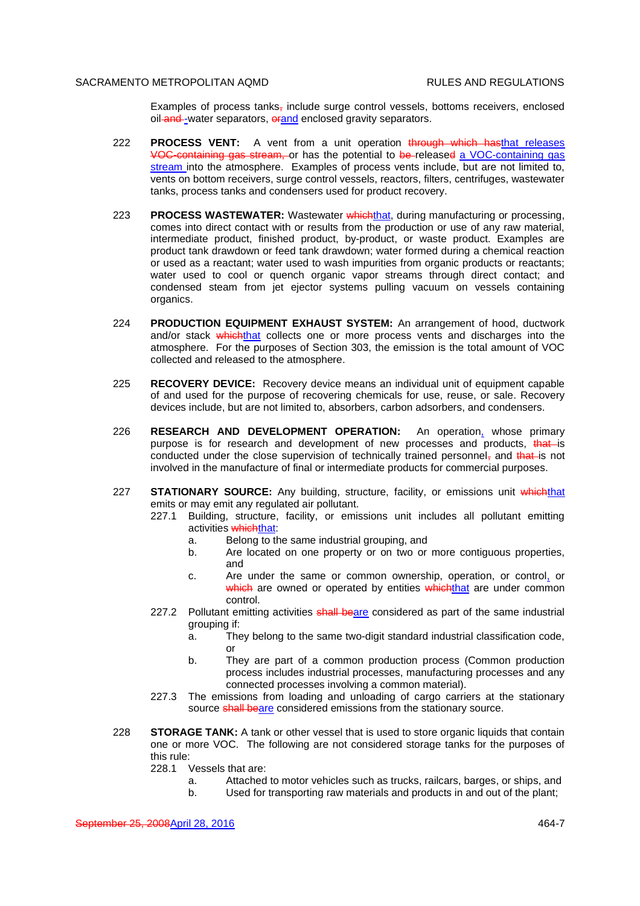Examples of process tanks~~,~~ include surge control vessels, bottoms receivers, enclosed oil~~ and ~~-water separators, ~~or~~and enclosed gravity separators.

222 **PROCESS VENT:** A vent from a unit operation ~~through which has~~that releases ~~VOC-containing gas stream, ~~or has the potential to ~~be ~~release~~d~~ a VOC-containing gas stream into the atmosphere. Examples of process vents include, but are not limited to, vents on bottom receivers, surge control vessels, reactors, filters, centrifuges, wastewater tanks, process tanks and condensers used for product recovery.

223 **PROCESS WASTEWATER:** Wastewater ~~which~~that, during manufacturing or processing, comes into direct contact with or results from the production or use of any raw material, intermediate product, finished product, by-product, or waste product. Examples are product tank drawdown or feed tank drawdown; water formed during a chemical reaction or used as a reactant; water used to wash impurities from organic products or reactants; water used to cool or quench organic vapor streams through direct contact; and condensed steam from jet ejector systems pulling vacuum on vessels containing organics.

224 **PRODUCTION EQUIPMENT EXHAUST SYSTEM:** An arrangement of hood, ductwork and/or stack ~~which~~that collects one or more process vents and discharges into the atmosphere. For the purposes of Section 303, the emission is the total amount of VOC collected and released to the atmosphere.

225 **RECOVERY DEVICE:** Recovery device means an individual unit of equipment capable of and used for the purpose of recovering chemicals for use, reuse, or sale. Recovery devices include, but are not limited to, absorbers, carbon adsorbers, and condensers.

226 **RESEARCH AND DEVELOPMENT OPERATION:** An operation, whose primary purpose is for research and development of new processes and products, ~~that ~~is conducted under the close supervision of technically trained personnel~~,~~ and ~~that ~~is not involved in the manufacture of final or intermediate products for commercial purposes.

227 **STATIONARY SOURCE:** Any building, structure, facility, or emissions unit ~~which~~that emits or may emit any regulated air pollutant.

227.1 Building, structure, facility, or emissions unit includes all pollutant emitting activities ~~which~~that:

a. Belong to the same industrial grouping, and

b. Are located on one property or on two or more contiguous properties, and

c. Are under the same or common ownership, operation, or control, or ~~which~~ are owned or operated by entities ~~which~~that are under common control.

227.2 Pollutant emitting activities ~~shall be~~are considered as part of the same industrial grouping if:

a. They belong to the same two-digit standard industrial classification code, or

b. They are part of a common production process (Common production process includes industrial processes, manufacturing processes and any connected processes involving a common material).

227.3 The emissions from loading and unloading of cargo carriers at the stationary source ~~shall be~~are considered emissions from the stationary source.

228 **STORAGE TANK:** A tank or other vessel that is used to store organic liquids that contain one or more VOC. The following are not considered storage tanks for the purposes of this rule:

228.1 Vessels that are:

a. Attached to motor vehicles such as trucks, railcars, barges, or ships, and

b. Used for transporting raw materials and products in and out of the plant;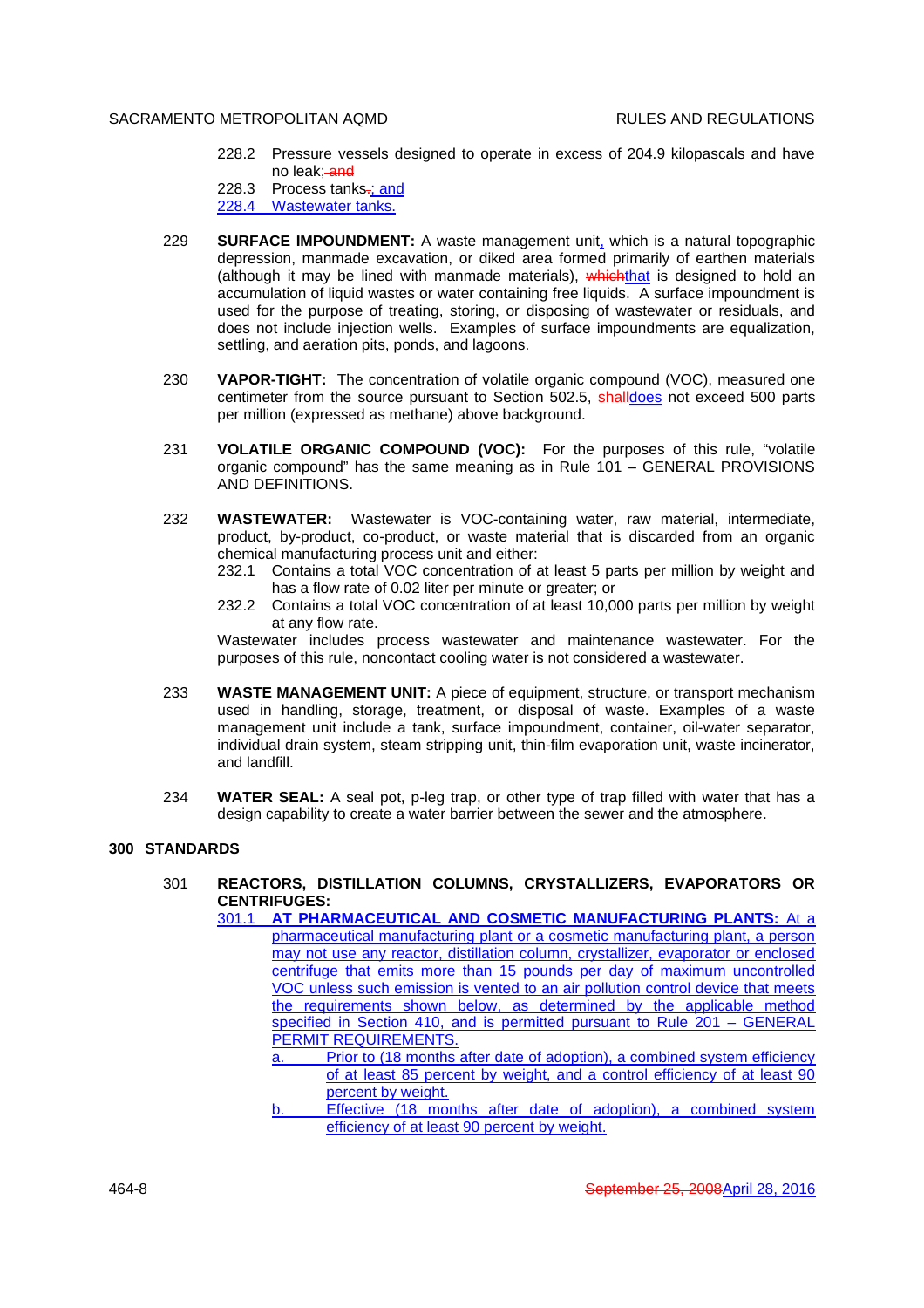228.2 Pressure vessels designed to operate in excess of 204.9 kilopascals and have no leak; and

228.3 Process tanks.; and

228.4 Wastewater tanks.

229 **SURFACE IMPOUNDMENT:** A waste management unit, which is a natural topographic depression, manmade excavation, or diked area formed primarily of earthen materials (although it may be lined with manmade materials), whichthat is designed to hold an accumulation of liquid wastes or water containing free liquids. A surface impoundment is used for the purpose of treating, storing, or disposing of wastewater or residuals, and does not include injection wells. Examples of surface impoundments are equalization, settling, and aeration pits, ponds, and lagoons.

230 **VAPOR-TIGHT:** The concentration of volatile organic compound (VOC), measured one centimeter from the source pursuant to Section 502.5, shalldoes not exceed 500 parts per million (expressed as methane) above background.

231 **VOLATILE ORGANIC COMPOUND (VOC):** For the purposes of this rule, "volatile organic compound" has the same meaning as in Rule 101 – GENERAL PROVISIONS AND DEFINITIONS.

232 **WASTEWATER:** Wastewater is VOC-containing water, raw material, intermediate, product, by-product, co-product, or waste material that is discarded from an organic chemical manufacturing process unit and either:

232.1 Contains a total VOC concentration of at least 5 parts per million by weight and has a flow rate of 0.02 liter per minute or greater; or

232.2 Contains a total VOC concentration of at least 10,000 parts per million by weight at any flow rate.

Wastewater includes process wastewater and maintenance wastewater. For the purposes of this rule, noncontact cooling water is not considered a wastewater.

233 **WASTE MANAGEMENT UNIT:** A piece of equipment, structure, or transport mechanism used in handling, storage, treatment, or disposal of waste. Examples of a waste management unit include a tank, surface impoundment, container, oil-water separator, individual drain system, steam stripping unit, thin-film evaporation unit, waste incinerator, and landfill.

234 **WATER SEAL:** A seal pot, p-leg trap, or other type of trap filled with water that has a design capability to create a water barrier between the sewer and the atmosphere.

## 300 STANDARDS

301 **REACTORS, DISTILLATION COLUMNS, CRYSTALLIZERS, EVAPORATORS OR CENTRIFUGES:**

301.1 **AT PHARMACEUTICAL AND COSMETIC MANUFACTURING PLANTS:** At a pharmaceutical manufacturing plant or a cosmetic manufacturing plant, a person may not use any reactor, distillation column, crystallizer, evaporator or enclosed centrifuge that emits more than 15 pounds per day of maximum uncontrolled VOC unless such emission is vented to an air pollution control device that meets the requirements shown below, as determined by the applicable method specified in Section 410, and is permitted pursuant to Rule 201 – GENERAL PERMIT REQUIREMENTS.

a. Prior to (18 months after date of adoption), a combined system efficiency of at least 85 percent by weight, and a control efficiency of at least 90 percent by weight.

b. Effective (18 months after date of adoption), a combined system efficiency of at least 90 percent by weight.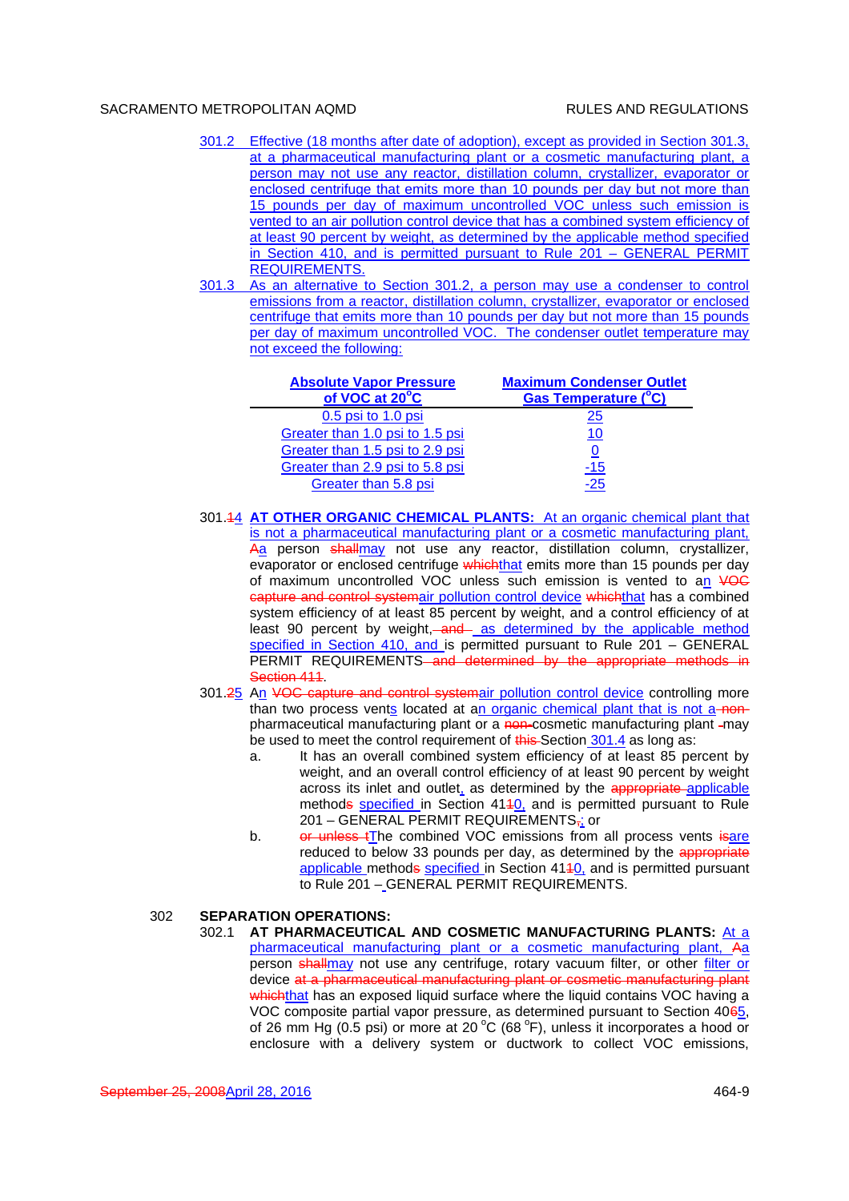301.2 Effective (18 months after date of adoption), except as provided in Section 301.3, at a pharmaceutical manufacturing plant or a cosmetic manufacturing plant, a person may not use any reactor, distillation column, crystallizer, evaporator or enclosed centrifuge that emits more than 10 pounds per day but not more than 15 pounds per day of maximum uncontrolled VOC unless such emission is vented to an air pollution control device that has a combined system efficiency of at least 90 percent by weight, as determined by the applicable method specified in Section 410, and is permitted pursuant to Rule 201 – GENERAL PERMIT REQUIREMENTS.

301.3 As an alternative to Section 301.2, a person may use a condenser to control emissions from a reactor, distillation column, crystallizer, evaporator or enclosed centrifuge that emits more than 10 pounds per day but not more than 15 pounds per day of maximum uncontrolled VOC. The condenser outlet temperature may not exceed the following:

| **Absolute Vapor Pressure of VOC at 20°C** | **Maximum Condenser Outlet Gas Temperature (°C)** |
|---|---|
| 0.5 psi to 1.0 psi | 25 |
| Greater than 1.0 psi to 1.5 psi | 10 |
| Greater than 1.5 psi to 2.9 psi | 0 |
| Greater than 2.9 psi to 5.8 psi | -15 |
| Greater than 5.8 psi | -25 |

301.~~1~~4 **AT OTHER ORGANIC CHEMICAL PLANTS:** At an organic chemical plant that is not a pharmaceutical manufacturing plant or a cosmetic manufacturing plant, ~~A~~a person ~~shall~~may not use any reactor, distillation column, crystallizer, evaporator or enclosed centrifuge ~~which~~that emits more than 15 pounds per day of maximum uncontrolled VOC unless such emission is vented to an ~~VOC capture and control system~~air pollution control device ~~which~~that has a combined system efficiency of at least 85 percent by weight, and a control efficiency of at least 90 percent by weight, ~~and~~ as determined by the applicable method specified in Section 410, and is permitted pursuant to Rule 201 – GENERAL PERMIT REQUIREMENTS ~~and determined by the appropriate methods in Section 411~~.

301.~~2~~5 An ~~VOC capture and control system~~air pollution control device controlling more than two process vents located at an organic chemical plant that is not a ~~non-~~pharmaceutical manufacturing plant or a ~~non-~~cosmetic manufacturing plant may be used to meet the control requirement of ~~this~~ Section 301.4 as long as:

a. It has an overall combined system efficiency of at least 85 percent by weight, and an overall control efficiency of at least 90 percent by weight across its inlet and outlet, as determined by the ~~appropriate~~ applicable method~~s~~ specified in Section 41~~1~~0, and is permitted pursuant to Rule 201 – GENERAL PERMIT REQUIREMENTS~~,~~; or

b. ~~or unless t~~The combined VOC emissions from all process vents ~~is~~are reduced to below 33 pounds per day, as determined by the ~~appropriate~~ applicable method~~s~~ specified in Section 41~~1~~0, and is permitted pursuant to Rule 201 – GENERAL PERMIT REQUIREMENTS.

302 **SEPARATION OPERATIONS:**

302.1 **AT PHARMACEUTICAL AND COSMETIC MANUFACTURING PLANTS:** At a pharmaceutical manufacturing plant or a cosmetic manufacturing plant, ~~A~~a person ~~shall~~may not use any centrifuge, rotary vacuum filter, or other filter or device ~~at a pharmaceutical manufacturing plant or cosmetic manufacturing plant which~~that has an exposed liquid surface where the liquid contains VOC having a VOC composite partial vapor pressure, as determined pursuant to Section 40~~6~~5, of 26 mm Hg (0.5 psi) or more at 20 °C (68 °F), unless it incorporates a hood or enclosure with a delivery system or ductwork to collect VOC emissions,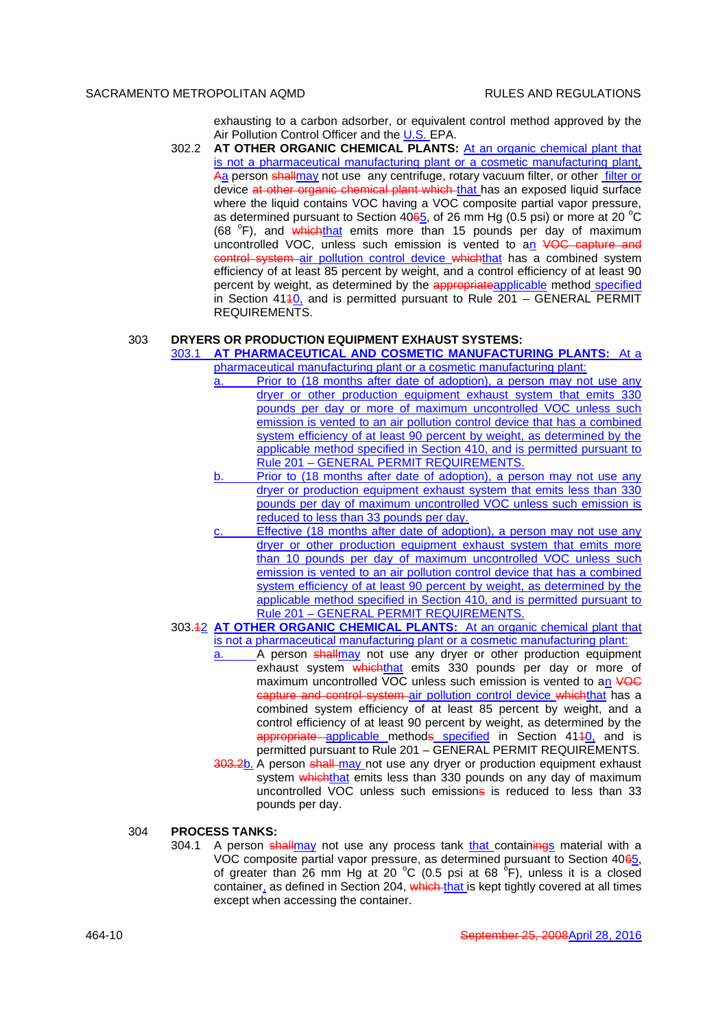exhausting to a carbon adsorber, or equivalent control method approved by the Air Pollution Control Officer and the U.S. EPA.

302.2 **AT OTHER ORGANIC CHEMICAL PLANTS:** At an organic chemical plant that is not a pharmaceutical manufacturing plant or a cosmetic manufacturing plant, Aa person shallmay not use any centrifuge, rotary vacuum filter, or other filter or device at other organic chemical plant which that has an exposed liquid surface where the liquid contains VOC having a VOC composite partial vapor pressure, as determined pursuant to Section 4065, of 26 mm Hg (0.5 psi) or more at 20 °C (68 °F), and whichthat emits more than 15 pounds per day of maximum uncontrolled VOC, unless such emission is vented to an VOC capture and control system air pollution control device whichthat has a combined system efficiency of at least 85 percent by weight, and a control efficiency of at least 90 percent by weight, as determined by the appropriateapplicable method specified in Section 41410, and is permitted pursuant to Rule 201 – GENERAL PERMIT REQUIREMENTS.

303 **DRYERS OR PRODUCTION EQUIPMENT EXHAUST SYSTEMS:**

303.1 **AT PHARMACEUTICAL AND COSMETIC MANUFACTURING PLANTS:** At a pharmaceutical manufacturing plant or a cosmetic manufacturing plant:

a. Prior to (18 months after date of adoption), a person may not use any dryer or other production equipment exhaust system that emits 330 pounds per day or more of maximum uncontrolled VOC unless such emission is vented to an air pollution control device that has a combined system efficiency of at least 90 percent by weight, as determined by the applicable method specified in Section 410, and is permitted pursuant to Rule 201 – GENERAL PERMIT REQUIREMENTS.

b. Prior to (18 months after date of adoption), a person may not use any dryer or production equipment exhaust system that emits less than 330 pounds per day of maximum uncontrolled VOC unless such emission is reduced to less than 33 pounds per day.

c. Effective (18 months after date of adoption), a person may not use any dryer or other production equipment exhaust system that emits more than 10 pounds per day of maximum uncontrolled VOC unless such emission is vented to an air pollution control device that has a combined system efficiency of at least 90 percent by weight, as determined by the applicable method specified in Section 410, and is permitted pursuant to Rule 201 – GENERAL PERMIT REQUIREMENTS.

303.12 **AT OTHER ORGANIC CHEMICAL PLANTS:** At an organic chemical plant that is not a pharmaceutical manufacturing plant or a cosmetic manufacturing plant:

a. A person shallmay not use any dryer or other production equipment exhaust system whichthat emits 330 pounds per day or more of maximum uncontrolled VOC unless such emission is vented to an VOC capture and control system air pollution control device whichthat has a combined system efficiency of at least 85 percent by weight, and a control efficiency of at least 90 percent by weight, as determined by the appropriate applicable methods specified in Section 41410, and is permitted pursuant to Rule 201 – GENERAL PERMIT REQUIREMENTS.

303.2b. A person shall may not use any dryer or production equipment exhaust system whichthat emits less than 330 pounds on any day of maximum uncontrolled VOC unless such emissions is reduced to less than 33 pounds per day.

304 **PROCESS TANKS:**

304.1 A person shallmay not use any process tank that containings material with a VOC composite partial vapor pressure, as determined pursuant to Section 4065, of greater than 26 mm Hg at 20 °C (0.5 psi at 68 °F), unless it is a closed container, as defined in Section 204, which that is kept tightly covered at all times except when accessing the container.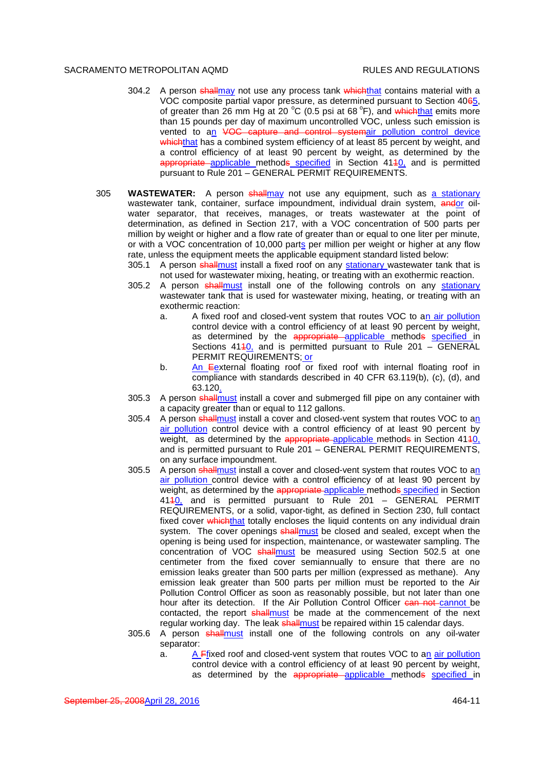304.2 A person ~~shall~~may not use any process tank ~~which~~that contains material with a VOC composite partial vapor pressure, as determined pursuant to Section 40~~6~~5, of greater than 26 mm Hg at 20 °C (0.5 psi at 68 °F), and ~~which~~that emits more than 15 pounds per day of maximum uncontrolled VOC, unless such emission is vented to an ~~VOC capture and control system~~air pollution control device ~~which~~that has a combined system efficiency of at least 85 percent by weight, and a control efficiency of at least 90 percent by weight, as determined by the ~~appropriate~~ applicable method~~s~~ specified in Section 41~~1~~0, and is permitted pursuant to Rule 201 – GENERAL PERMIT REQUIREMENTS.

305 **WASTEWATER:** A person ~~shall~~may not use any equipment, such as a stationary wastewater tank, container, surface impoundment, individual drain system, ~~and~~or oil-water separator, that receives, manages, or treats wastewater at the point of determination, as defined in Section 217, with a VOC concentration of 500 parts per million by weight or higher and a flow rate of greater than or equal to one liter per minute, or with a VOC concentration of 10,000 parts per million per weight or higher at any flow rate, unless the equipment meets the applicable equipment standard listed below:

305.1 A person ~~shall~~must install a fixed roof on any stationary wastewater tank that is not used for wastewater mixing, heating, or treating with an exothermic reaction.

305.2 A person ~~shall~~must install one of the following controls on any stationary wastewater tank that is used for wastewater mixing, heating, or treating with an exothermic reaction:

- a. A fixed roof and closed-vent system that routes VOC to an air pollution control device with a control efficiency of at least 90 percent by weight, as determined by the ~~appropriate~~ applicable method~~s~~ specified in Sections 41~~1~~0, and is permitted pursuant to Rule 201 – GENERAL PERMIT REQUIREMENTS; or
- b. An ~~E~~external floating roof or fixed roof with internal floating roof in compliance with standards described in 40 CFR 63.119(b), (c), (d), and 63.120.

305.3 A person ~~shall~~must install a cover and submerged fill pipe on any container with a capacity greater than or equal to 112 gallons.

305.4 A person ~~shall~~must install a cover and closed-vent system that routes VOC to an air pollution control device with a control efficiency of at least 90 percent by weight, as determined by the ~~appropriate~~ applicable method~~s~~ in Section 41~~1~~0, and is permitted pursuant to Rule 201 – GENERAL PERMIT REQUIREMENTS, on any surface impoundment.

305.5 A person ~~shall~~must install a cover and closed-vent system that routes VOC to an air pollution control device with a control efficiency of at least 90 percent by weight, as determined by the ~~appropriate~~ applicable method~~s~~ specified in Section 41~~1~~0, and is permitted pursuant to Rule 201 – GENERAL PERMIT REQUIREMENTS, or a solid, vapor-tight, as defined in Section 230, full contact fixed cover ~~which~~that totally encloses the liquid contents on any individual drain system. The cover openings ~~shall~~must be closed and sealed, except when the opening is being used for inspection, maintenance, or wastewater sampling. The concentration of VOC ~~shall~~must be measured using Section 502.5 at one centimeter from the fixed cover semiannually to ensure that there are no emission leaks greater than 500 parts per million (expressed as methane). Any emission leak greater than 500 parts per million must be reported to the Air Pollution Control Officer as soon as reasonably possible, but not later than one hour after its detection. If the Air Pollution Control Officer ~~can not~~ cannot be contacted, the report ~~shall~~must be made at the commencement of the next regular working day. The leak ~~shall~~must be repaired within 15 calendar days.

305.6 A person ~~shall~~must install one of the following controls on any oil-water separator:

- a. A ~~F~~fixed roof and closed-vent system that routes VOC to an air pollution control device with a control efficiency of at least 90 percent by weight, as determined by the ~~appropriate~~ applicable method~~s~~ specified in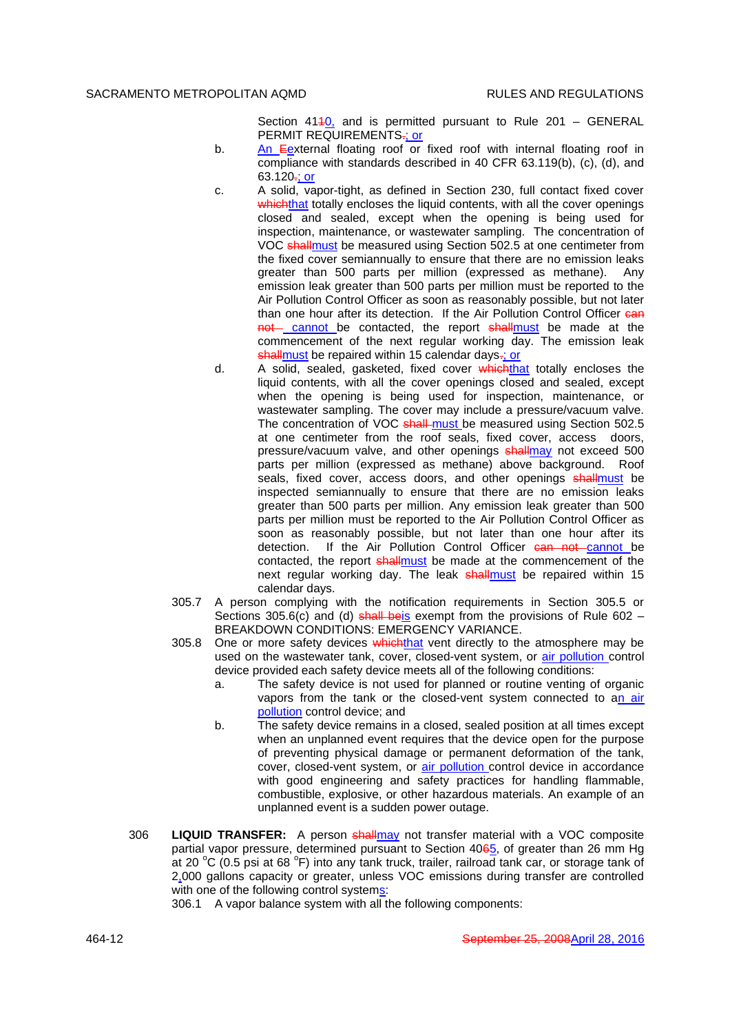Section 4110, and is permitted pursuant to Rule 201 – GENERAL PERMIT REQUIREMENTS.; or

b. An Eexternal floating roof or fixed roof with internal floating roof in compliance with standards described in 40 CFR 63.119(b), (c), (d), and 63.120.; or

c. A solid, vapor-tight, as defined in Section 230, full contact fixed cover whichthat totally encloses the liquid contents, with all the cover openings closed and sealed, except when the opening is being used for inspection, maintenance, or wastewater sampling. The concentration of VOC shallmust be measured using Section 502.5 at one centimeter from the fixed cover semiannually to ensure that there are no emission leaks greater than 500 parts per million (expressed as methane). Any emission leak greater than 500 parts per million must be reported to the Air Pollution Control Officer as soon as reasonably possible, but not later than one hour after its detection. If the Air Pollution Control Officer can not cannot be contacted, the report shallmust be made at the commencement of the next regular working day. The emission leak shallmust be repaired within 15 calendar days.; or

d. A solid, sealed, gasketed, fixed cover whichthat totally encloses the liquid contents, with all the cover openings closed and sealed, except when the opening is being used for inspection, maintenance, or wastewater sampling. The cover may include a pressure/vacuum valve. The concentration of VOC shall must be measured using Section 502.5 at one centimeter from the roof seals, fixed cover, access doors, pressure/vacuum valve, and other openings shallmay not exceed 500 parts per million (expressed as methane) above background. Roof seals, fixed cover, access doors, and other openings shallmust be inspected semiannually to ensure that there are no emission leaks greater than 500 parts per million. Any emission leak greater than 500 parts per million must be reported to the Air Pollution Control Officer as soon as reasonably possible, but not later than one hour after its detection. If the Air Pollution Control Officer can not cannot be contacted, the report shallmust be made at the commencement of the next regular working day. The leak shallmust be repaired within 15 calendar days.

305.7 A person complying with the notification requirements in Section 305.5 or Sections 305.6(c) and (d) shall beis exempt from the provisions of Rule 602 – BREAKDOWN CONDITIONS: EMERGENCY VARIANCE.

305.8 One or more safety devices whichthat vent directly to the atmosphere may be used on the wastewater tank, cover, closed-vent system, or air pollution control device provided each safety device meets all of the following conditions:

a. The safety device is not used for planned or routine venting of organic vapors from the tank or the closed-vent system connected to an air pollution control device; and

b. The safety device remains in a closed, sealed position at all times except when an unplanned event requires that the device open for the purpose of preventing physical damage or permanent deformation of the tank, cover, closed-vent system, or air pollution control device in accordance with good engineering and safety practices for handling flammable, combustible, explosive, or other hazardous materials. An example of an unplanned event is a sudden power outage.

306 **LIQUID TRANSFER:** A person shallmay not transfer material with a VOC composite partial vapor pressure, determined pursuant to Section 4065, of greater than 26 mm Hg at 20 °C (0.5 psi at 68 °F) into any tank truck, trailer, railroad tank car, or storage tank of 2,000 gallons capacity or greater, unless VOC emissions during transfer are controlled with one of the following control systems:

306.1 A vapor balance system with all the following components: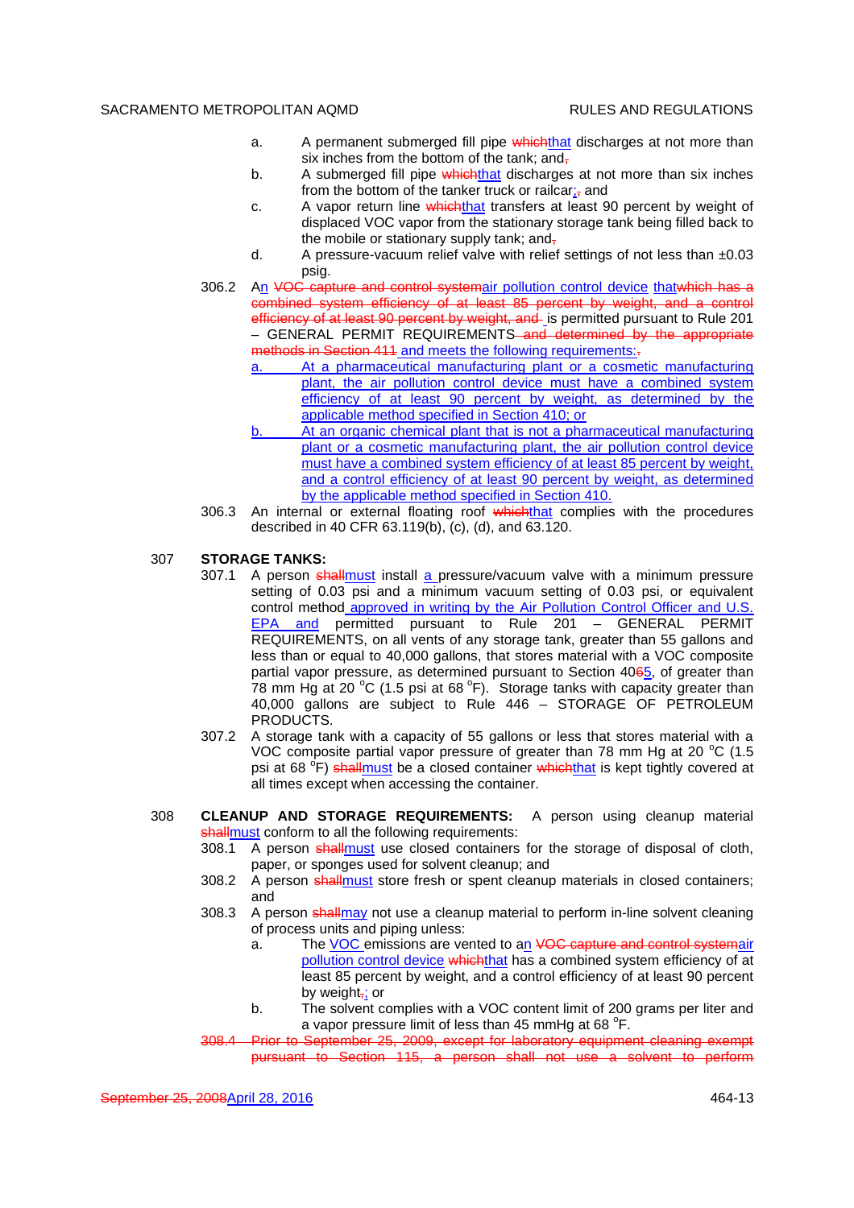a. A permanent submerged fill pipe ~~which~~that discharges at not more than six inches from the bottom of the tank; and~~,~~

b. A submerged fill pipe ~~which~~that discharges at not more than six inches from the bottom of the tanker truck or railcar;~~,~~ and

c. A vapor return line ~~which~~that transfers at least 90 percent by weight of displaced VOC vapor from the stationary storage tank being filled back to the mobile or stationary supply tank; and~~,~~

d. A pressure-vacuum relief valve with relief settings of not less than ±0.03 psig.

306.2 An ~~VOC capture and control system~~air pollution control device that~~which has a combined system efficiency of at least 85 percent by weight, and a control efficiency of at least 90 percent by weight, and~~ is permitted pursuant to Rule 201 – GENERAL PERMIT REQUIREMENTS ~~and determined by the appropriate methods in Section 411~~ and meets the following requirements:~~.~~

a. At a pharmaceutical manufacturing plant or a cosmetic manufacturing plant, the air pollution control device must have a combined system efficiency of at least 90 percent by weight, as determined by the applicable method specified in Section 410; or

b. At an organic chemical plant that is not a pharmaceutical manufacturing plant or a cosmetic manufacturing plant, the air pollution control device must have a combined system efficiency of at least 85 percent by weight, and a control efficiency of at least 90 percent by weight, as determined by the applicable method specified in Section 410.

306.3 An internal or external floating roof ~~which~~that complies with the procedures described in 40 CFR 63.119(b), (c), (d), and 63.120.

307 **STORAGE TANKS:**

307.1 A person ~~shall~~must install a pressure/vacuum valve with a minimum pressure setting of 0.03 psi and a minimum vacuum setting of 0.03 psi, or equivalent control method approved in writing by the Air Pollution Control Officer and U.S. EPA and permitted pursuant to Rule 201 – GENERAL PERMIT REQUIREMENTS, on all vents of any storage tank, greater than 55 gallons and less than or equal to 40,000 gallons, that stores material with a VOC composite partial vapor pressure, as determined pursuant to Section 40~~6~~5, of greater than 78 mm Hg at 20 °C (1.5 psi at 68 °F). Storage tanks with capacity greater than 40,000 gallons are subject to Rule 446 – STORAGE OF PETROLEUM PRODUCTS.

307.2 A storage tank with a capacity of 55 gallons or less that stores material with a VOC composite partial vapor pressure of greater than 78 mm Hg at 20 °C (1.5 psi at 68 °F) ~~shall~~must be a closed container ~~which~~that is kept tightly covered at all times except when accessing the container.

308 **CLEANUP AND STORAGE REQUIREMENTS:** A person using cleanup material ~~shall~~must conform to all the following requirements:

308.1 A person ~~shall~~must use closed containers for the storage of disposal of cloth, paper, or sponges used for solvent cleanup; and

308.2 A person ~~shall~~must store fresh or spent cleanup materials in closed containers; and

308.3 A person ~~shall~~may not use a cleanup material to perform in-line solvent cleaning of process units and piping unless:

a. The VOC emissions are vented to an ~~VOC capture and control system~~air pollution control device ~~which~~that has a combined system efficiency of at least 85 percent by weight, and a control efficiency of at least 90 percent by weight~~,~~; or

b. The solvent complies with a VOC content limit of 200 grams per liter and a vapor pressure limit of less than 45 mmHg at 68 °F.

~~308.4 Prior to September 25, 2009, except for laboratory equipment cleaning exempt pursuant to Section 115, a person shall not use a solvent to perform~~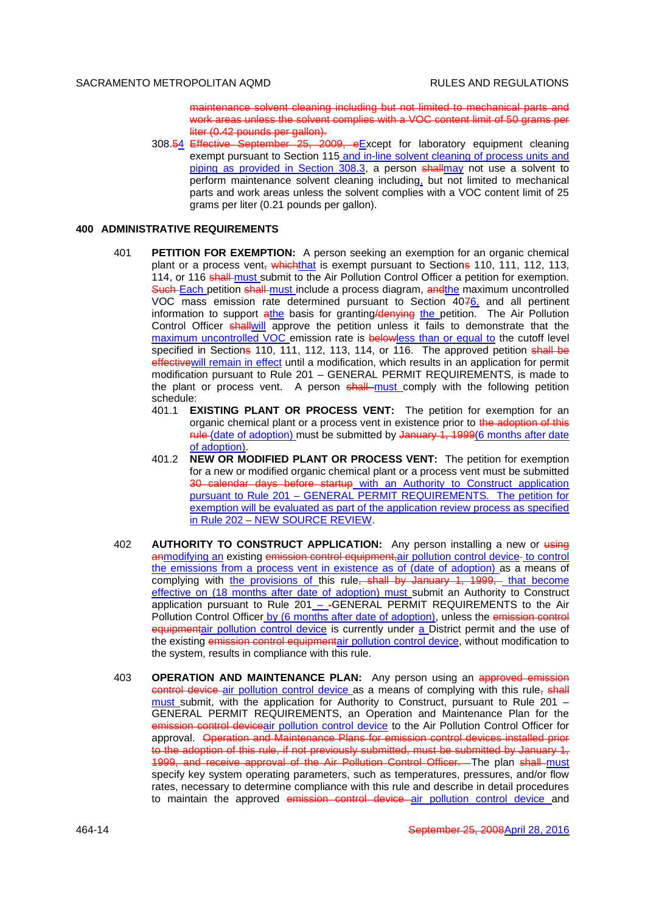~~maintenance solvent cleaning including but not limited to mechanical parts and work areas unless the solvent complies with a VOC content limit of 50 grams per liter (0.42 pounds per gallon).~~

308.~~5~~4 ~~Effective September 25, 2009, e~~Except for laboratory equipment cleaning exempt pursuant to Section 115 and in-line solvent cleaning of process units and piping as provided in Section 308.3, a person ~~shall~~may not use a solvent to perform maintenance solvent cleaning including, but not limited to mechanical parts and work areas unless the solvent complies with a VOC content limit of 25 grams per liter (0.21 pounds per gallon).

## 400 ADMINISTRATIVE REQUIREMENTS

401 **PETITION FOR EXEMPTION:** A person seeking an exemption for an organic chemical plant or a process vent~~,~~ ~~which~~that is exempt pursuant to Section~~s~~ 110, 111, 112, 113, 114, or 116 ~~shall~~ must submit to the Air Pollution Control Officer a petition for exemption. ~~Such~~ Each petition ~~shall~~ must include a process diagram, ~~and~~the maximum uncontrolled VOC mass emission rate determined pursuant to Section 40~~7~~6, and all pertinent information to support ~~a~~the basis for granting~~/denying~~ the petition. The Air Pollution Control Officer ~~shall~~will approve the petition unless it fails to demonstrate that the maximum uncontrolled VOC emission rate is ~~below~~less than or equal to the cutoff level specified in Section~~s~~ 110, 111, 112, 113, 114, or 116. The approved petition ~~shall be effective~~will remain in effect until a modification, which results in an application for permit modification pursuant to Rule 201 – GENERAL PERMIT REQUIREMENTS, is made to the plant or process vent. A person ~~shall~~ must comply with the following petition schedule:

401.1 **EXISTING PLANT OR PROCESS VENT:** The petition for exemption for an organic chemical plant or a process vent in existence prior to ~~the adoption of this rule~~ (date of adoption) must be submitted by ~~January 1, 1999~~(6 months after date of adoption).

401.2 **NEW OR MODIFIED PLANT OR PROCESS VENT:** The petition for exemption for a new or modified organic chemical plant or a process vent must be submitted ~~30 calendar days before startup~~ with an Authority to Construct application pursuant to Rule 201 – GENERAL PERMIT REQUIREMENTS. The petition for exemption will be evaluated as part of the application review process as specified in Rule 202 – NEW SOURCE REVIEW.

402 **AUTHORITY TO CONSTRUCT APPLICATION:** Any person installing a new or ~~using an~~modifying an existing ~~emission control equipment,~~air pollution control device to control the emissions from a process vent in existence as of (date of adoption) as a means of complying with the provisions of this rule~~, shall by January 1, 1999,~~ that become effective on (18 months after date of adoption) must submit an Authority to Construct application pursuant to Rule 201 – ~~-~~GENERAL PERMIT REQUIREMENTS to the Air Pollution Control Officer by (6 months after date of adoption), unless the ~~emission control equipment~~air pollution control device is currently under a District permit and the use of the existing ~~emission control equipment~~air pollution control device, without modification to the system, results in compliance with this rule.

403 **OPERATION AND MAINTENANCE PLAN:** Any person using an ~~approved emission control device~~ air pollution control device as a means of complying with this rule~~,~~ ~~shall~~ must submit, with the application for Authority to Construct, pursuant to Rule 201 – GENERAL PERMIT REQUIREMENTS, an Operation and Maintenance Plan for the ~~emission control device~~air pollution control device to the Air Pollution Control Officer for approval. ~~Operation and Maintenance Plans for emission control devices installed prior to the adoption of this rule, if not previously submitted, must be submitted by January 1, 1999, and receive approval of the Air Pollution Control Officer.~~ The plan ~~shall~~ must specify key system operating parameters, such as temperatures, pressures, and/or flow rates, necessary to determine compliance with this rule and describe in detail procedures to maintain the approved ~~emission control device~~ air pollution control device and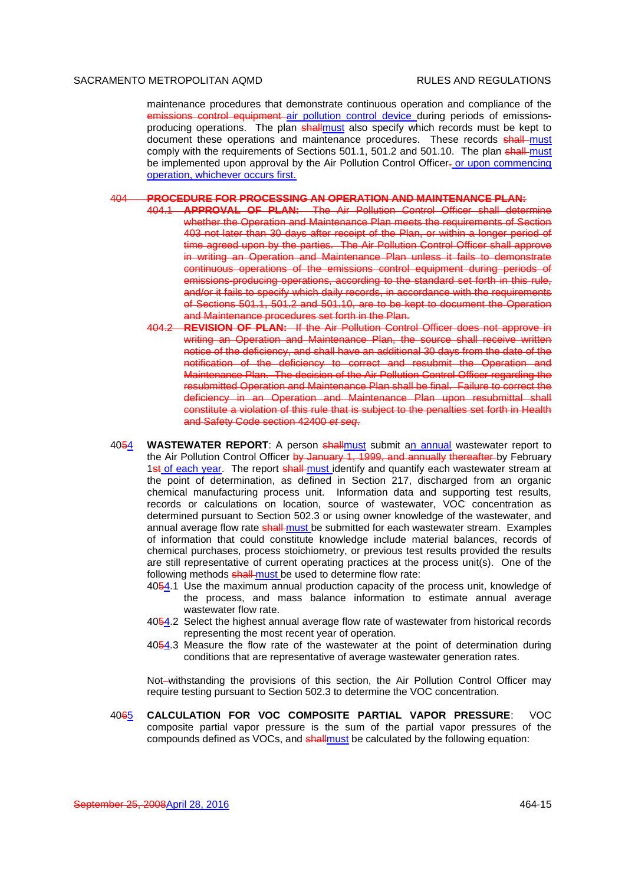maintenance procedures that demonstrate continuous operation and compliance of the ~~emissions control equipment~~ air pollution control device during periods of emissions-producing operations. The plan ~~shall~~must also specify which records must be kept to document these operations and maintenance procedures. These records ~~shall~~ must comply with the requirements of Sections 501.1, 501.2 and 501.10. The plan ~~shall~~ must be implemented upon approval by the Air Pollution Control Officer~~.~~, or upon commencing operation, whichever occurs first.

~~404 **PROCEDURE FOR PROCESSING AN OPERATION AND MAINTENANCE PLAN:**~~

~~404.1 **APPROVAL OF PLAN:** The Air Pollution Control Officer shall determine whether the Operation and Maintenance Plan meets the requirements of Section 403 not later than 30 days after receipt of the Plan, or within a longer period of time agreed upon by the parties. The Air Pollution Control Officer shall approve in writing an Operation and Maintenance Plan unless it fails to demonstrate continuous operations of the emissions control equipment during periods of emissions-producing operations, according to the standard set forth in this rule, and/or it fails to specify which daily records, in accordance with the requirements of Sections 501.1, 501.2 and 501.10, are to be kept to document the Operation and Maintenance procedures set forth in the Plan.~~

~~404.2 **REVISION OF PLAN:** If the Air Pollution Control Officer does not approve in writing an Operation and Maintenance Plan, the source shall receive written notice of the deficiency, and shall have an additional 30 days from the date of the notification of the deficiency to correct and resubmit the Operation and Maintenance Plan. The decision of the Air Pollution Control Officer regarding the resubmitted Operation and Maintenance Plan shall be final. Failure to correct the deficiency in an Operation and Maintenance Plan upon resubmittal shall constitute a violation of this rule that is subject to the penalties set forth in Health and Safety Code section 42400 *et seq*.~~

40~~5~~4 **WASTEWATER REPORT**: A person ~~shall~~must submit an annual wastewater report to the Air Pollution Control Officer ~~by January 1, 1999, and annually thereafter~~ by February 1~~st~~ of each year. The report ~~shall~~ must identify and quantify each wastewater stream at the point of determination, as defined in Section 217, discharged from an organic chemical manufacturing process unit. Information data and supporting test results, records or calculations on location, source of wastewater, VOC concentration as determined pursuant to Section 502.3 or using owner knowledge of the wastewater, and annual average flow rate ~~shall~~ must be submitted for each wastewater stream. Examples of information that could constitute knowledge include material balances, records of chemical purchases, process stoichiometry, or previous test results provided the results are still representative of current operating practices at the process unit(s). One of the following methods ~~shall~~ must be used to determine flow rate:

40~~5~~4.1 Use the maximum annual production capacity of the process unit, knowledge of the process, and mass balance information to estimate annual average wastewater flow rate.

40~~5~~4.2 Select the highest annual average flow rate of wastewater from historical records representing the most recent year of operation.

40~~5~~4.3 Measure the flow rate of the wastewater at the point of determination during conditions that are representative of average wastewater generation rates.

Not~~-~~withstanding the provisions of this section, the Air Pollution Control Officer may require testing pursuant to Section 502.3 to determine the VOC concentration.

40~~6~~5 **CALCULATION FOR VOC COMPOSITE PARTIAL VAPOR PRESSURE**: VOC composite partial vapor pressure is the sum of the partial vapor pressures of the compounds defined as VOCs, and ~~shall~~must be calculated by the following equation: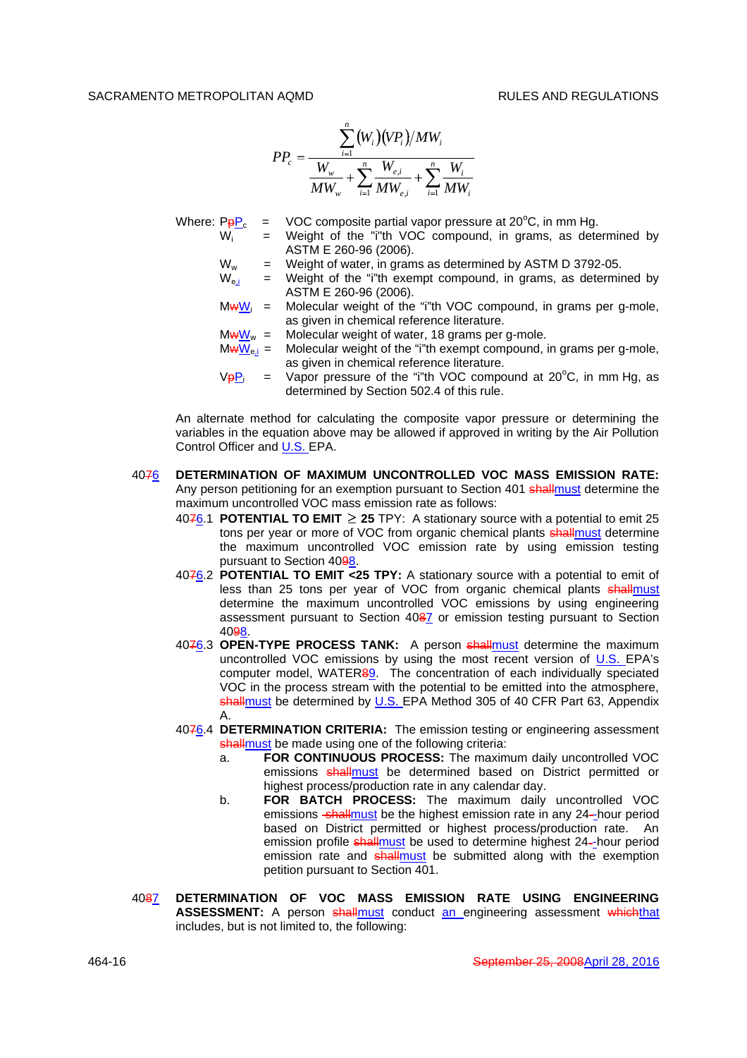$$PP_c = \frac{\sum_{i=1}^{n} (W_i)(VP_i)/MW_i}{\frac{W_w}{MW_w} + \sum_{i=1}^{n} \frac{W_{e,i}}{MW_{e,i}} + \sum_{i=1}^{n} \frac{W_i}{MW_i}}$$

Where:

| | | |
|---|---|---|
| PpP$_c$ | = | VOC composite partial vapor pressure at 20°C, in mm Hg. |
| $W_i$ | = | Weight of the "i"th VOC compound, in grams, as determined by ASTM E 260-96 (2006). |
| $W_w$ | = | Weight of water, in grams as determined by ASTM D 3792-05. |
| $W_{e,i}$ | = | Weight of the "i"th exempt compound, in grams, as determined by ASTM E 260-96 (2006). |
| MwW$_i$ | = | Molecular weight of the "i"th VOC compound, in grams per g-mole, as given in chemical reference literature. |
| MwW$_w$ | = | Molecular weight of water, 18 grams per g-mole. |
| MwW$_{e,i}$ | = | Molecular weight of the "i"th exempt compound, in grams per g-mole, as given in chemical reference literature. |
| VpP$_i$ | = | Vapor pressure of the "i"th VOC compound at 20°C, in mm Hg, as determined by Section 502.4 of this rule. |

An alternate method for calculating the composite vapor pressure or determining the variables in the equation above may be allowed if approved in writing by the Air Pollution Control Officer and U.S. EPA.

4076 **DETERMINATION OF MAXIMUM UNCONTROLLED VOC MASS EMISSION RATE:** Any person petitioning for an exemption pursuant to Section 401 shallmust determine the maximum uncontrolled VOC mass emission rate as follows:

4076.1 **POTENTIAL TO EMIT ≥ 25** TPY: A stationary source with a potential to emit 25 tons per year or more of VOC from organic chemical plants shallmust determine the maximum uncontrolled VOC emission rate by using emission testing pursuant to Section 4098.

4076.2 **POTENTIAL TO EMIT <25 TPY:** A stationary source with a potential to emit of less than 25 tons per year of VOC from organic chemical plants shallmust determine the maximum uncontrolled VOC emissions by using engineering assessment pursuant to Section 4087 or emission testing pursuant to Section 4098.

4076.3 **OPEN-TYPE PROCESS TANK:** A person shallmust determine the maximum uncontrolled VOC emissions by using the most recent version of U.S. EPA's computer model, WATER89. The concentration of each individually speciated VOC in the process stream with the potential to be emitted into the atmosphere, shallmust be determined by U.S. EPA Method 305 of 40 CFR Part 63, Appendix A.

4076.4 **DETERMINATION CRITERIA:** The emission testing or engineering assessment shallmust be made using one of the following criteria:

a. **FOR CONTINUOUS PROCESS:** The maximum daily uncontrolled VOC emissions shallmust be determined based on District permitted or highest process/production rate in any calendar day.

b. **FOR BATCH PROCESS:** The maximum daily uncontrolled VOC emissions shallmust be the highest emission rate in any 24--hour period based on District permitted or highest process/production rate. An emission profile shallmust be used to determine highest 24--hour period emission rate and shallmust be submitted along with the exemption petition pursuant to Section 401.

4087 **DETERMINATION OF VOC MASS EMISSION RATE USING ENGINEERING ASSESSMENT:** A person shallmust conduct an engineering assessment whichthat includes, but is not limited to, the following: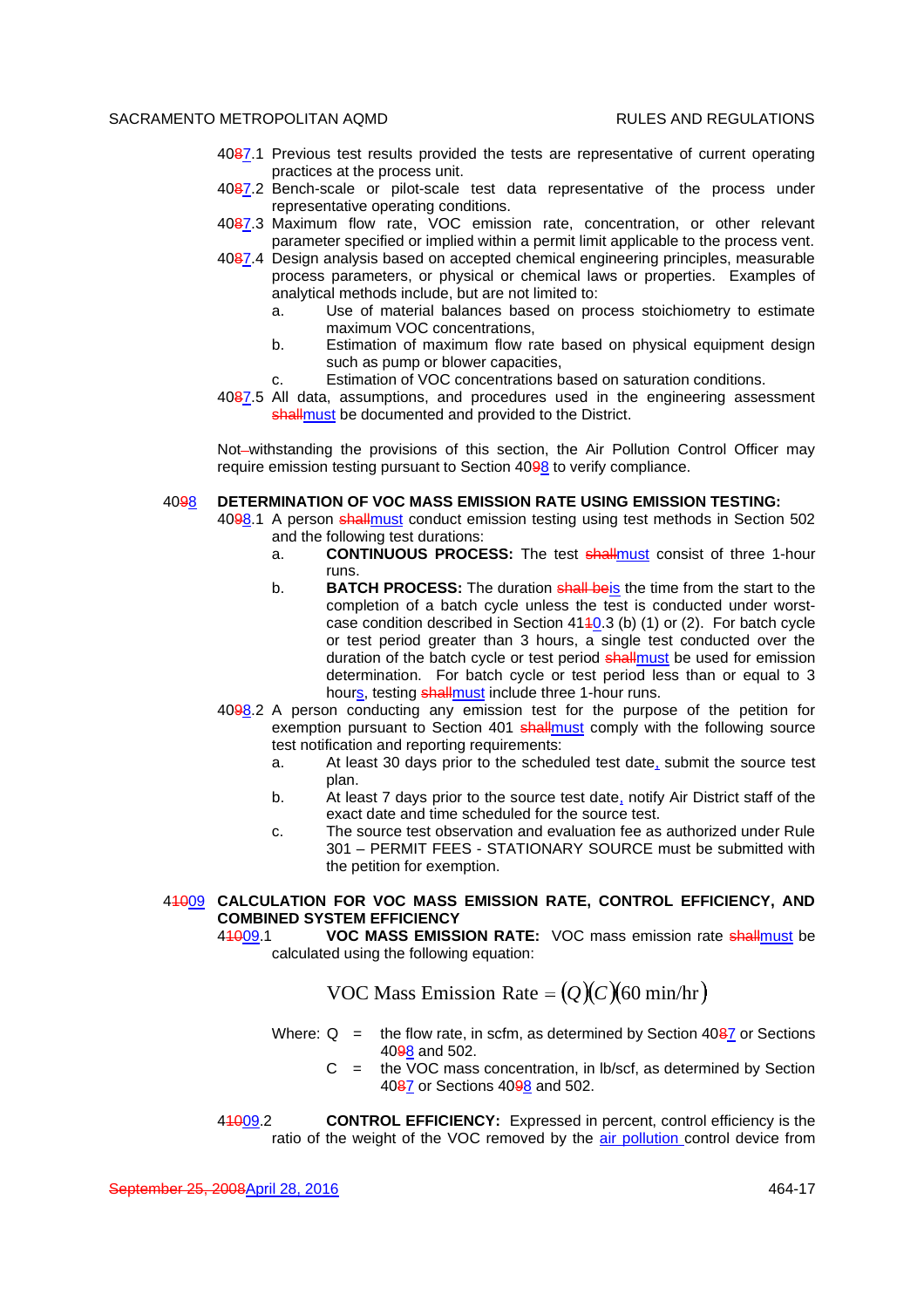40~~8~~7.1 Previous test results provided the tests are representative of current operating practices at the process unit.

40~~8~~7.2 Bench-scale or pilot-scale test data representative of the process under representative operating conditions.

40~~8~~7.3 Maximum flow rate, VOC emission rate, concentration, or other relevant parameter specified or implied within a permit limit applicable to the process vent.

40~~8~~7.4 Design analysis based on accepted chemical engineering principles, measurable process parameters, or physical or chemical laws or properties. Examples of analytical methods include, but are not limited to:

a. Use of material balances based on process stoichiometry to estimate maximum VOC concentrations,

b. Estimation of maximum flow rate based on physical equipment design such as pump or blower capacities,

c. Estimation of VOC concentrations based on saturation conditions.

40~~8~~7.5 All data, assumptions, and procedures used in the engineering assessment ~~shall~~must be documented and provided to the District.

Not~~-~~withstanding the provisions of this section, the Air Pollution Control Officer may require emission testing pursuant to Section 40~~9~~8 to verify compliance.

**40~~9~~8 DETERMINATION OF VOC MASS EMISSION RATE USING EMISSION TESTING:**

40~~9~~8.1 A person ~~shall~~must conduct emission testing using test methods in Section 502 and the following test durations:

a. **CONTINUOUS PROCESS:** The test ~~shall~~must consist of three 1-hour runs.

b. **BATCH PROCESS:** The duration ~~shall be~~is the time from the start to the completion of a batch cycle unless the test is conducted under worst-case condition described in Section 41~~1~~0.3 (b) (1) or (2). For batch cycle or test period greater than 3 hours, a single test conducted over the duration of the batch cycle or test period ~~shall~~must be used for emission determination. For batch cycle or test period less than or equal to 3 hours, testing ~~shall~~must include three 1-hour runs.

40~~9~~8.2 A person conducting any emission test for the purpose of the petition for exemption pursuant to Section 401 ~~shall~~must comply with the following source test notification and reporting requirements:

a. At least 30 days prior to the scheduled test date, submit the source test plan.

b. At least 7 days prior to the source test date, notify Air District staff of the exact date and time scheduled for the source test.

c. The source test observation and evaluation fee as authorized under Rule 301 – PERMIT FEES - STATIONARY SOURCE must be submitted with the petition for exemption.

**4~~10~~09 CALCULATION FOR VOC MASS EMISSION RATE, CONTROL EFFICIENCY, AND COMBINED SYSTEM EFFICIENCY**

4~~10~~09.1 **VOC MASS EMISSION RATE:** VOC mass emission rate ~~shall~~must be calculated using the following equation:

$$\text{VOC Mass Emission Rate} = (Q)(C)(60\ \text{min/hr})$$

Where: Q = the flow rate, in scfm, as determined by Section 40~~8~~7 or Sections 40~~9~~8 and 502.

C = the VOC mass concentration, in lb/scf, as determined by Section 40~~8~~7 or Sections 40~~9~~8 and 502.

4~~10~~09.2 **CONTROL EFFICIENCY:** Expressed in percent, control efficiency is the ratio of the weight of the VOC removed by the air pollution control device from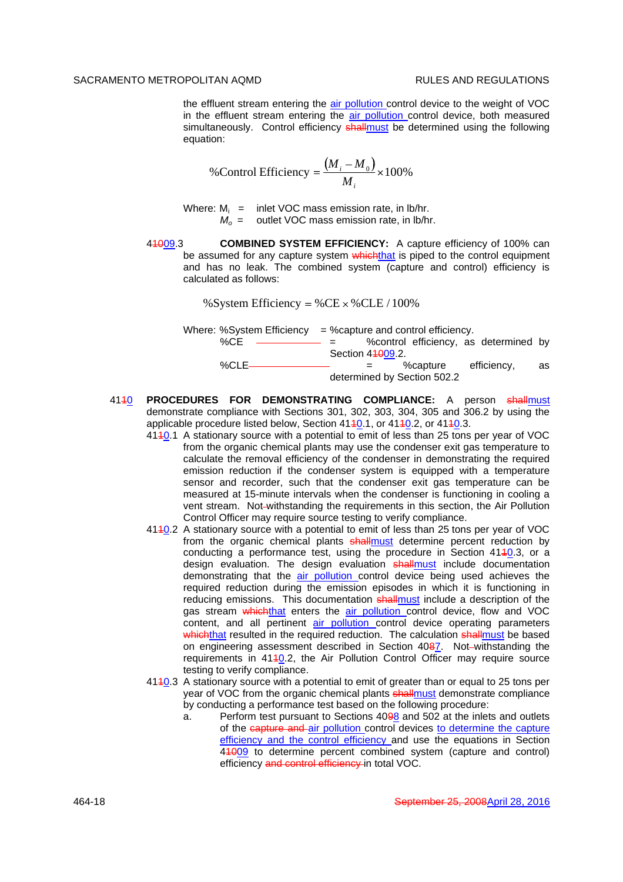the effluent stream entering the air pollution control device to the weight of VOC in the effluent stream entering the air pollution control device, both measured simultaneously. Control efficiency shallmust be determined using the following equation:

$$\%\text{Control Efficiency} = \frac{(M_i - M_0)}{M_i} \times 100\%$$

Where: $M_i$ = inlet VOC mass emission rate, in lb/hr.
$M_o$ = outlet VOC mass emission rate, in lb/hr.

41009.3 **COMBINED SYSTEM EFFICIENCY:** A capture efficiency of 100% can be assumed for any capture system whichthat is piped to the control equipment and has no leak. The combined system (capture and control) efficiency is calculated as follows:

$$\%\text{System Efficiency} = \%\text{CE} \times \%\text{CLE} / 100\%$$

Where: %System Efficiency = %capture and control efficiency.
%CE = %control efficiency, as determined by Section 41009.2.
%CLE = %capture efficiency, as determined by Section 502.2

4110 **PROCEDURES FOR DEMONSTRATING COMPLIANCE:** A person shallmust demonstrate compliance with Sections 301, 302, 303, 304, 305 and 306.2 by using the applicable procedure listed below, Section 41410.1, or 41410.2, or 41410.3.

41410.1 A stationary source with a potential to emit of less than 25 tons per year of VOC from the organic chemical plants may use the condenser exit gas temperature to calculate the removal efficiency of the condenser in demonstrating the required emission reduction if the condenser system is equipped with a temperature sensor and recorder, such that the condenser exit gas temperature can be measured at 15-minute intervals when the condenser is functioning in cooling a vent stream. Not-withstanding the requirements in this section, the Air Pollution Control Officer may require source testing to verify compliance.

41410.2 A stationary source with a potential to emit of less than 25 tons per year of VOC from the organic chemical plants shallmust determine percent reduction by conducting a performance test, using the procedure in Section 41410.3, or a design evaluation. The design evaluation shallmust include documentation demonstrating that the air pollution control device being used achieves the required reduction during the emission episodes in which it is functioning in reducing emissions. This documentation shallmust include a description of the gas stream whichthat enters the air pollution control device, flow and VOC content, and all pertinent air pollution control device operating parameters whichthat resulted in the required reduction. The calculation shallmust be based on engineering assessment described in Section 4087. Not-withstanding the requirements in 41410.2, the Air Pollution Control Officer may require source testing to verify compliance.

41410.3 A stationary source with a potential to emit of greater than or equal to 25 tons per year of VOC from the organic chemical plants shallmust demonstrate compliance by conducting a performance test based on the following procedure:

a. Perform test pursuant to Sections 4098 and 502 at the inlets and outlets of the capture and air pollution control devices to determine the capture efficiency and the control efficiency and use the equations in Section 41009 to determine percent combined system (capture and control) efficiency and control efficiency in total VOC.

September 25, 2008April 28, 2016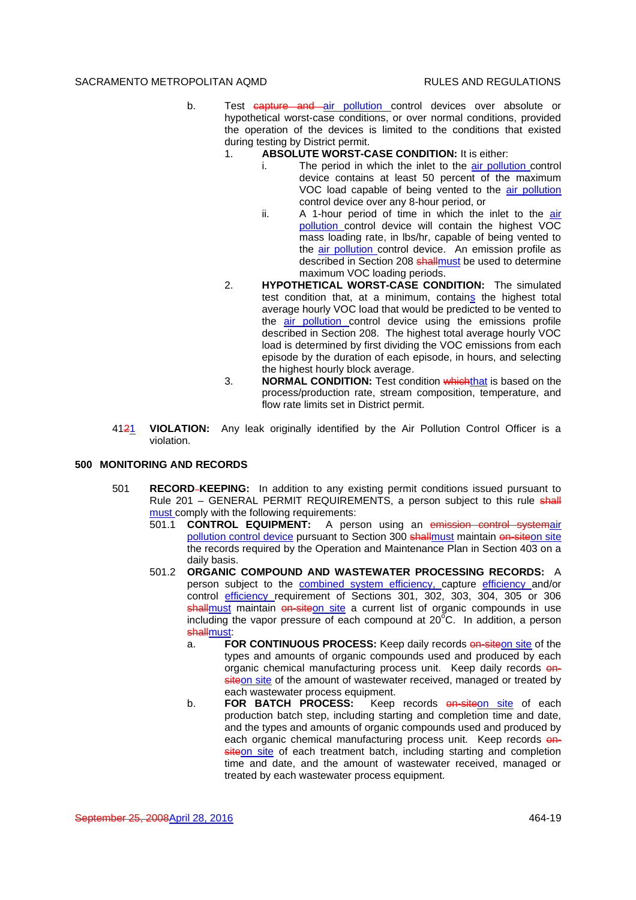b. Test ~~capture and~~ air pollution control devices over absolute or hypothetical worst-case conditions, or over normal conditions, provided the operation of the devices is limited to the conditions that existed during testing by District permit.

1. **ABSOLUTE WORST-CASE CONDITION:** It is either:

   i. The period in which the inlet to the air pollution control device contains at least 50 percent of the maximum VOC load capable of being vented to the air pollution control device over any 8-hour period, or

   ii. A 1-hour period of time in which the inlet to the air pollution control device will contain the highest VOC mass loading rate, in lbs/hr, capable of being vented to the air pollution control device. An emission profile as described in Section 208 ~~shall~~must be used to determine maximum VOC loading periods.

2. **HYPOTHETICAL WORST-CASE CONDITION:** The simulated test condition that, at a minimum, contains the highest total average hourly VOC load that would be predicted to be vented to the air pollution control device using the emissions profile described in Section 208. The highest total average hourly VOC load is determined by first dividing the VOC emissions from each episode by the duration of each episode, in hours, and selecting the highest hourly block average.

3. **NORMAL CONDITION:** Test condition ~~which~~that is based on the process/production rate, stream composition, temperature, and flow rate limits set in District permit.

41~~2~~1 **VIOLATION:** Any leak originally identified by the Air Pollution Control Officer is a violation.

## 500 MONITORING AND RECORDS

501 **RECORD~~-~~KEEPING:** In addition to any existing permit conditions issued pursuant to Rule 201 – GENERAL PERMIT REQUIREMENTS, a person subject to this rule ~~shall~~ must comply with the following requirements:

501.1 **CONTROL EQUIPMENT:** A person using an ~~emission control system~~air pollution control device pursuant to Section 300 ~~shall~~must maintain ~~on-site~~on site the records required by the Operation and Maintenance Plan in Section 403 on a daily basis.

501.2 **ORGANIC COMPOUND AND WASTEWATER PROCESSING RECORDS:** A person subject to the combined system efficiency, capture efficiency and/or control efficiency requirement of Sections 301, 302, 303, 304, 305 or 306 ~~shall~~must maintain ~~on-site~~on site a current list of organic compounds in use including the vapor pressure of each compound at 20$^{o}$C. In addition, a person ~~shall~~must:

a. **FOR CONTINUOUS PROCESS:** Keep daily records ~~on-site~~on site of the types and amounts of organic compounds used and produced by each organic chemical manufacturing process unit. Keep daily records ~~on-site~~on site of the amount of wastewater received, managed or treated by each wastewater process equipment.

b. **FOR BATCH PROCESS:** Keep records ~~on-site~~on site of each production batch step, including starting and completion time and date, and the types and amounts of organic compounds used and produced by each organic chemical manufacturing process unit. Keep records ~~on-site~~on site of each treatment batch, including starting and completion time and date, and the amount of wastewater received, managed or treated by each wastewater process equipment.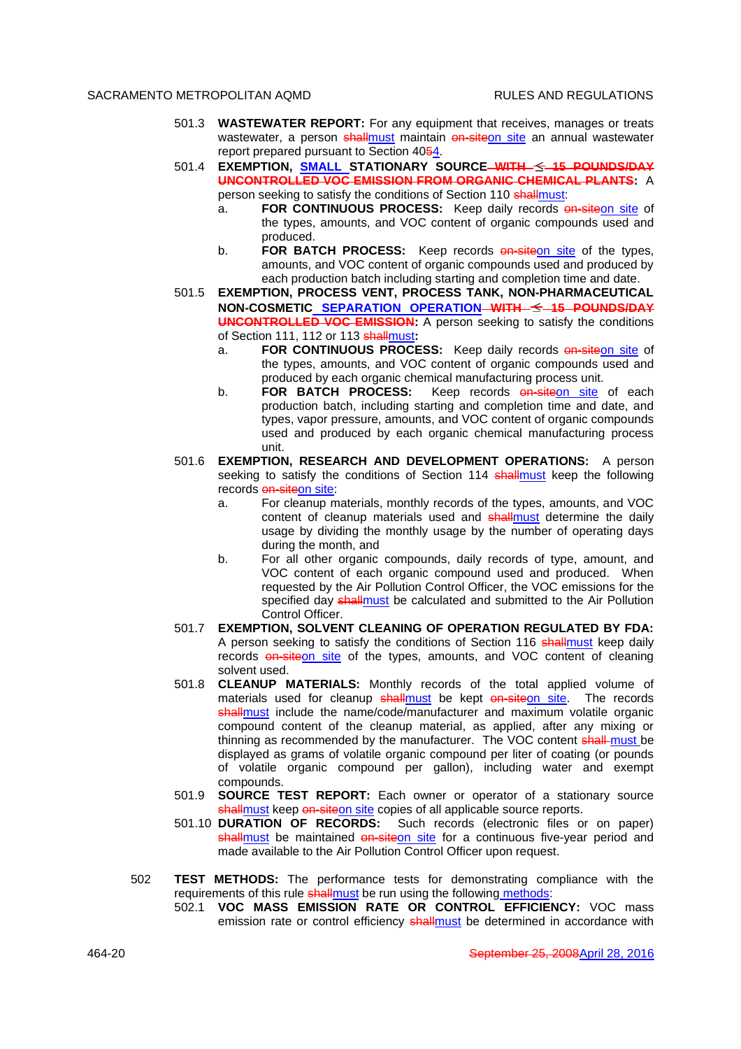501.3 **WASTEWATER REPORT:** For any equipment that receives, manages or treats wastewater, a person ~~shall~~must maintain ~~on-site~~on site an annual wastewater report prepared pursuant to Section 40~~5~~4.

501.4 **EXEMPTION, SMALL STATIONARY SOURCE ~~WITH ≤ 15 POUNDS/DAY UNCONTROLLED VOC EMISSION FROM ORGANIC CHEMICAL PLANTS~~:** A person seeking to satisfy the conditions of Section 110 ~~shall~~must:

- a. **FOR CONTINUOUS PROCESS:** Keep daily records ~~on-site~~on site of the types, amounts, and VOC content of organic compounds used and produced.
- b. **FOR BATCH PROCESS:** Keep records ~~on-site~~on site of the types, amounts, and VOC content of organic compounds used and produced by each production batch including starting and completion time and date.

501.5 **EXEMPTION, PROCESS VENT, PROCESS TANK, NON-PHARMACEUTICAL NON-COSMETIC SEPARATION OPERATION ~~WITH ≤ 15 POUNDS/DAY UNCONTROLLED VOC EMISSION~~:** A person seeking to satisfy the conditions of Section 111, 112 or 113 ~~shall~~must:

- a. **FOR CONTINUOUS PROCESS:** Keep daily records ~~on-site~~on site of the types, amounts, and VOC content of organic compounds used and produced by each organic chemical manufacturing process unit.
- b. **FOR BATCH PROCESS:** Keep records ~~on-site~~on site of each production batch, including starting and completion time and date, and types, vapor pressure, amounts, and VOC content of organic compounds used and produced by each organic chemical manufacturing process unit.

501.6 **EXEMPTION, RESEARCH AND DEVELOPMENT OPERATIONS:** A person seeking to satisfy the conditions of Section 114 ~~shall~~must keep the following records ~~on-site~~on site:

- a. For cleanup materials, monthly records of the types, amounts, and VOC content of cleanup materials used and ~~shall~~must determine the daily usage by dividing the monthly usage by the number of operating days during the month, and
- b. For all other organic compounds, daily records of type, amount, and VOC content of each organic compound used and produced. When requested by the Air Pollution Control Officer, the VOC emissions for the specified day ~~shall~~must be calculated and submitted to the Air Pollution Control Officer.

501.7 **EXEMPTION, SOLVENT CLEANING OF OPERATION REGULATED BY FDA:** A person seeking to satisfy the conditions of Section 116 ~~shall~~must keep daily records ~~on-site~~on site of the types, amounts, and VOC content of cleaning solvent used.

501.8 **CLEANUP MATERIALS:** Monthly records of the total applied volume of materials used for cleanup ~~shall~~must be kept ~~on-site~~on site. The records ~~shall~~must include the name/code/manufacturer and maximum volatile organic compound content of the cleanup material, as applied, after any mixing or thinning as recommended by the manufacturer. The VOC content ~~shall~~ must be displayed as grams of volatile organic compound per liter of coating (or pounds of volatile organic compound per gallon), including water and exempt compounds.

501.9 **SOURCE TEST REPORT:** Each owner or operator of a stationary source ~~shall~~must keep ~~on-site~~on site copies of all applicable source reports.

501.10 **DURATION OF RECORDS:** Such records (electronic files or on paper) ~~shall~~must be maintained ~~on-site~~on site for a continuous five-year period and made available to the Air Pollution Control Officer upon request.

502 **TEST METHODS:** The performance tests for demonstrating compliance with the requirements of this rule ~~shall~~must be run using the following methods:

502.1 **VOC MASS EMISSION RATE OR CONTROL EFFICIENCY:** VOC mass emission rate or control efficiency ~~shall~~must be determined in accordance with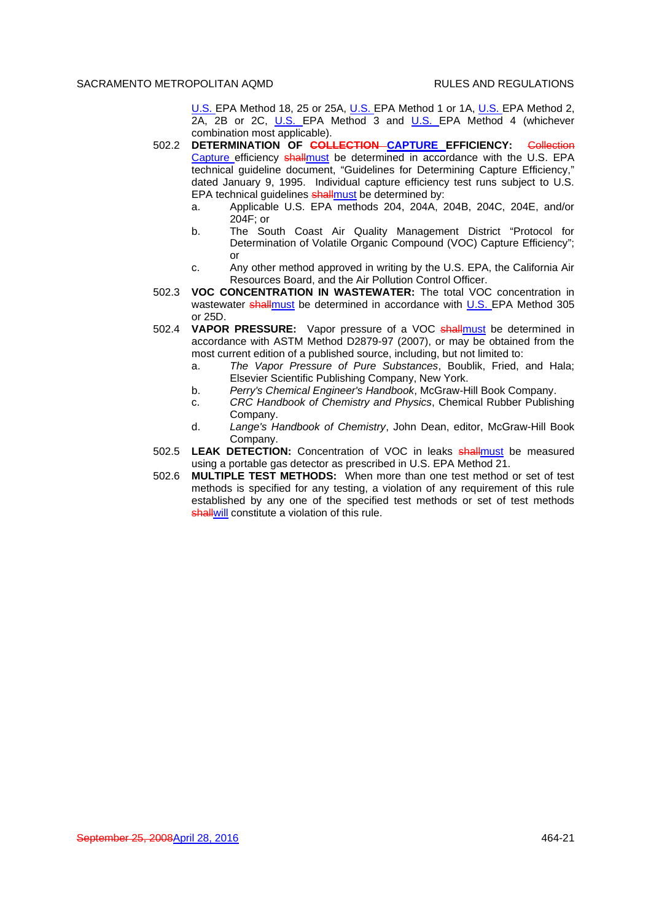U.S. EPA Method 18, 25 or 25A, U.S. EPA Method 1 or 1A, U.S. EPA Method 2, 2A, 2B or 2C, U.S. EPA Method 3 and U.S. EPA Method 4 (whichever combination most applicable).

502.2 **DETERMINATION OF ~~COLLECTION~~ CAPTURE EFFICIENCY:** ~~Collection~~ Capture efficiency ~~shall~~must be determined in accordance with the U.S. EPA technical guideline document, "Guidelines for Determining Capture Efficiency," dated January 9, 1995. Individual capture efficiency test runs subject to U.S. EPA technical guidelines ~~shall~~must be determined by:

a. Applicable U.S. EPA methods 204, 204A, 204B, 204C, 204E, and/or 204F; or

b. The South Coast Air Quality Management District "Protocol for Determination of Volatile Organic Compound (VOC) Capture Efficiency"; or

c. Any other method approved in writing by the U.S. EPA, the California Air Resources Board, and the Air Pollution Control Officer.

502.3 **VOC CONCENTRATION IN WASTEWATER:** The total VOC concentration in wastewater ~~shall~~must be determined in accordance with U.S. EPA Method 305 or 25D.

502.4 **VAPOR PRESSURE:** Vapor pressure of a VOC ~~shall~~must be determined in accordance with ASTM Method D2879-97 (2007), or may be obtained from the most current edition of a published source, including, but not limited to:

a. *The Vapor Pressure of Pure Substances*, Boublik, Fried, and Hala; Elsevier Scientific Publishing Company, New York.

b. *Perry's Chemical Engineer's Handbook*, McGraw-Hill Book Company.

c. *CRC Handbook of Chemistry and Physics*, Chemical Rubber Publishing Company.

d. *Lange's Handbook of Chemistry*, John Dean, editor, McGraw-Hill Book Company.

502.5 **LEAK DETECTION:** Concentration of VOC in leaks ~~shall~~must be measured using a portable gas detector as prescribed in U.S. EPA Method 21.

502.6 **MULTIPLE TEST METHODS:** When more than one test method or set of test methods is specified for any testing, a violation of any requirement of this rule established by any one of the specified test methods or set of test methods ~~shall~~will constitute a violation of this rule.